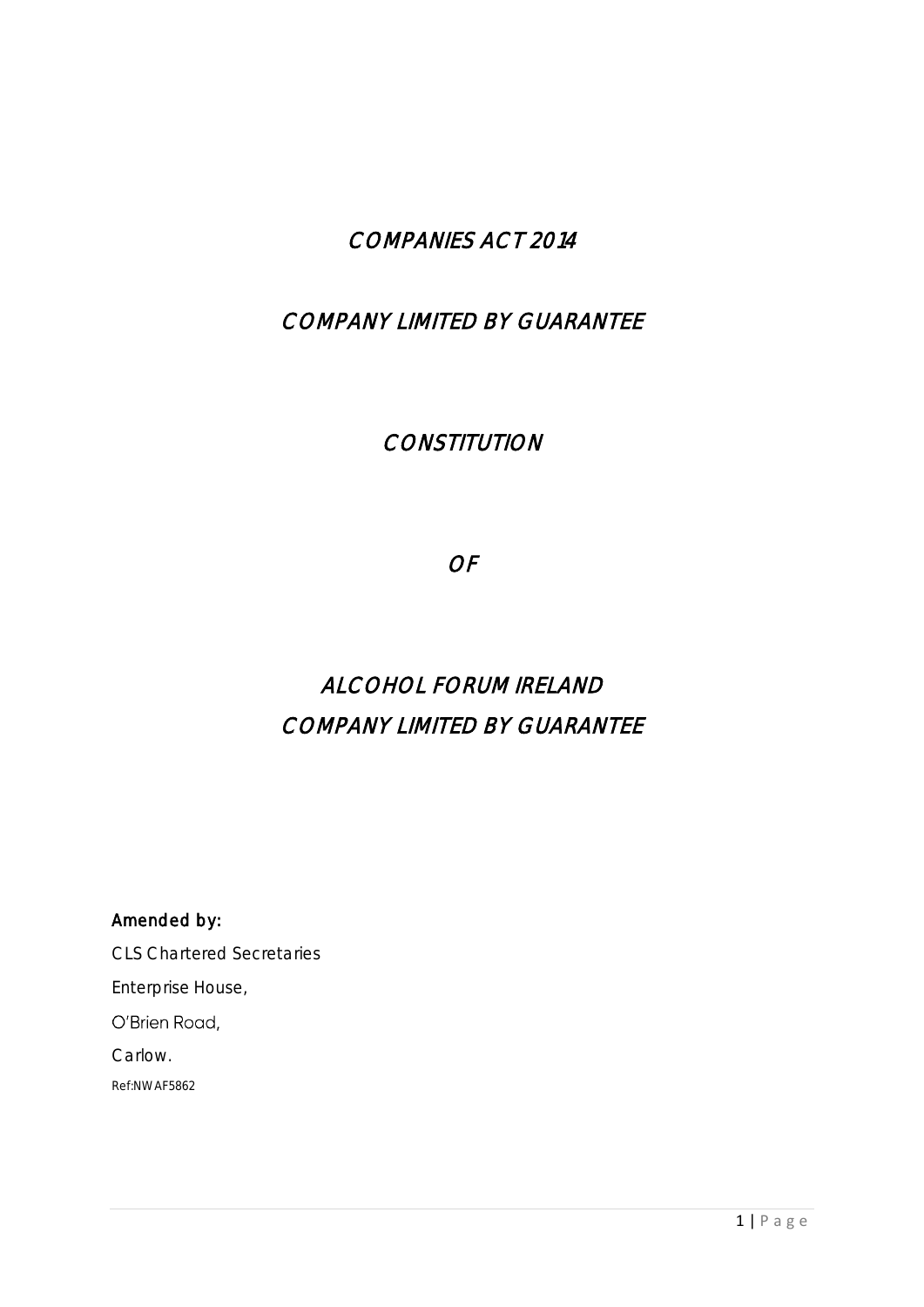# COMPANIES ACT 2014

# COMPANY LIMITED BY GUARANTEE

# CONSTITUTION

# OF

# ALCOHOL FORUM IRELAND COMPANY LIMITED BY GUARANTEE

**Amended by:**

CLS Chartered Secretaries

Enterprise House,

O'Brien Road,

Carlow.

Ref:NWAF5862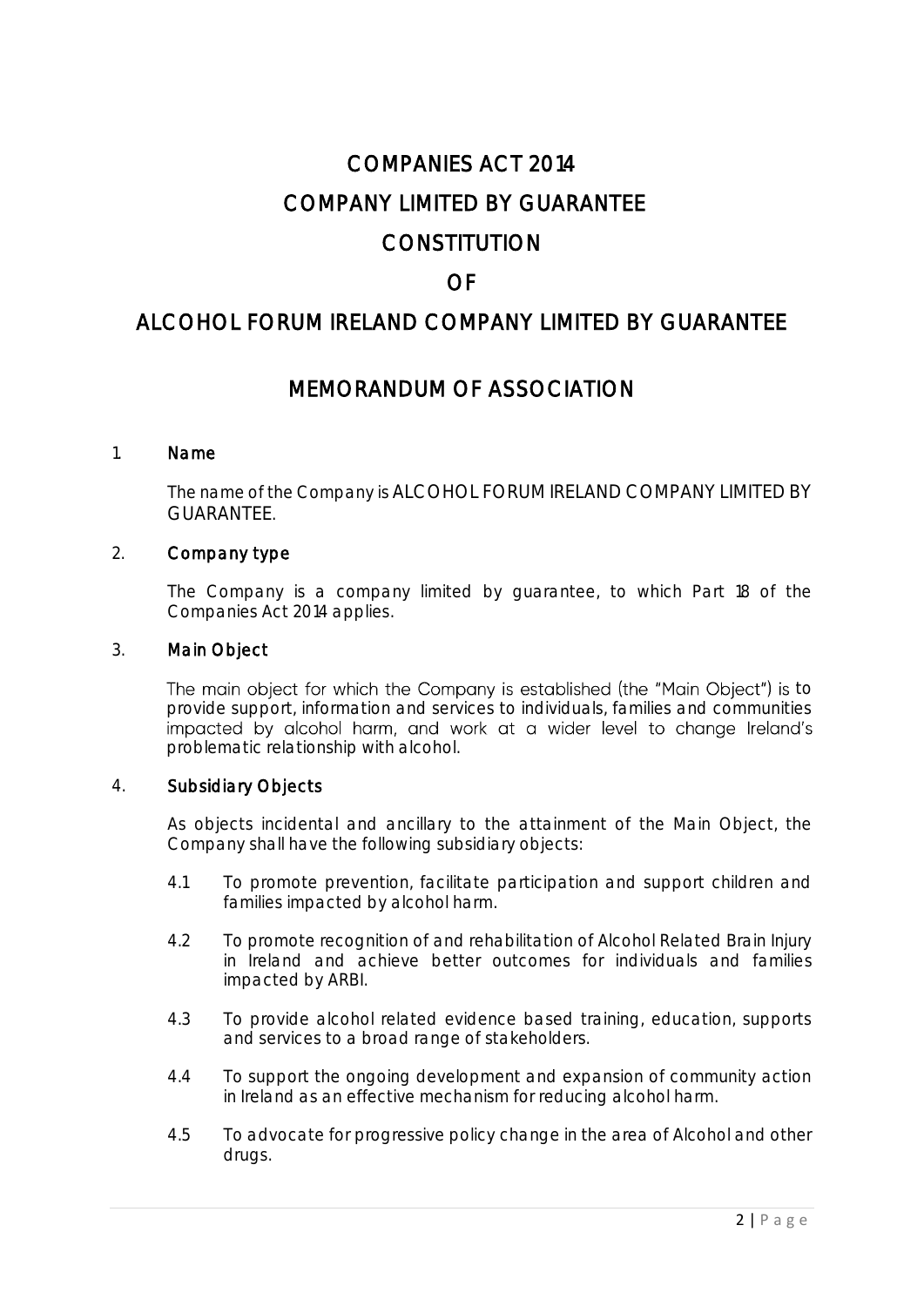# COMPANIES ACT 2014

# COMPANY LIMITED BY GUARANTEE

# CONSTITUTION

# OF

# ALCOHOL FORUM IRELAND COMPANY LIMITED BY GUARANTEE

## MEMORANDUM OF ASSOCIATION

### 1. Name

The name of the Company is ALCOHOL FORUM IRELAND COMPANY LIMITED BY GUARANTEE.

### 2. Company type

The Company is a company limited by guarantee, to which Part 18 of the Companies Act 2014 applies.

### 3. Main Object

The main object for which the Company is established (the "Main Object") is to provide support, information and services to individuals, families and communities impacted by alcohol harm, and work at a wider level to change Ireland's problematic relationship with alcohol.

### 4. Subsidiary Objects

As objects incidental and ancillary to the attainment of the Main Object, the Company shall have the following subsidiary objects:

4.1 To promote prevention, facilitate participation and support children and families impacted by alcohol harm.

4.2 To promote recognition of and rehabilitation of Alcohol Related Brain Injury in Ireland and achieve better outcomes for individuals and families impacted by ARBI.

4.3 To provide alcohol related evidence based training, education, supports and services to a broad range of stakeholders.

4.4 To support the ongoing development and expansion of community action in Ireland as an effective mechanism for reducing alcohol harm.

4.5 To advocate for progressive policy change in the area of Alcohol and other drugs.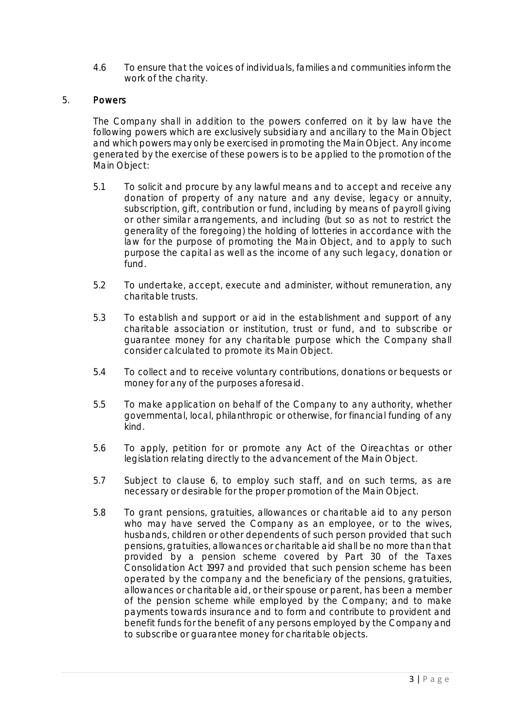4.6 To ensure that the voices of individuals, families and communities inform the work of the charity.

## 5. Powers

The Company shall in addition to the powers conferred on it by law have the following powers which are exclusively subsidiary and ancillary to the Main Object and which powers may only be exercised in promoting the Main Object. Any income generated by the exercise of these powers is to be applied to the promotion of the Main Object:

5.1 To solicit and procure by any lawful means and to accept and receive any donation of property of any nature and any devise, legacy or annuity, subscription, gift, contribution or fund, including by means of payroll giving or other similar arrangements, and including (but so as not to restrict the generality of the foregoing) the holding of lotteries in accordance with the law for the purpose of promoting the Main Object, and to apply to such purpose the capital as well as the income of any such legacy, donation or fund.

5.2 To undertake, accept, execute and administer, without remuneration, any charitable trusts.

5.3 To establish and support or aid in the establishment and support of any charitable association or institution, trust or fund, and to subscribe or guarantee money for any charitable purpose which the Company shall consider calculated to promote its Main Object.

5.4 To collect and to receive voluntary contributions, donations or bequests or money for any of the purposes aforesaid.

5.5 To make application on behalf of the Company to any authority, whether governmental, local, philanthropic or otherwise, for financial funding of any kind.

5.6 To apply, petition for or promote any Act of the Oireachtas or other legislation relating directly to the advancement of the Main Object.

5.7 Subject to clause 6, to employ such staff, and on such terms, as are necessary or desirable for the proper promotion of the Main Object.

5.8 To grant pensions, gratuities, allowances or charitable aid to any person who may have served the Company as an employee, or to the wives, husbands, children or other dependents of such person provided that such pensions, gratuities, allowances or charitable aid shall be no more than that provided by a pension scheme covered by Part 30 of the Taxes Consolidation Act 1997 and provided that such pension scheme has been operated by the company and the beneficiary of the pensions, gratuities, allowances or charitable aid, or their spouse or parent, has been a member of the pension scheme while employed by the Company; and to make payments towards insurance and to form and contribute to provident and benefit funds for the benefit of any persons employed by the Company and to subscribe or guarantee money for charitable objects.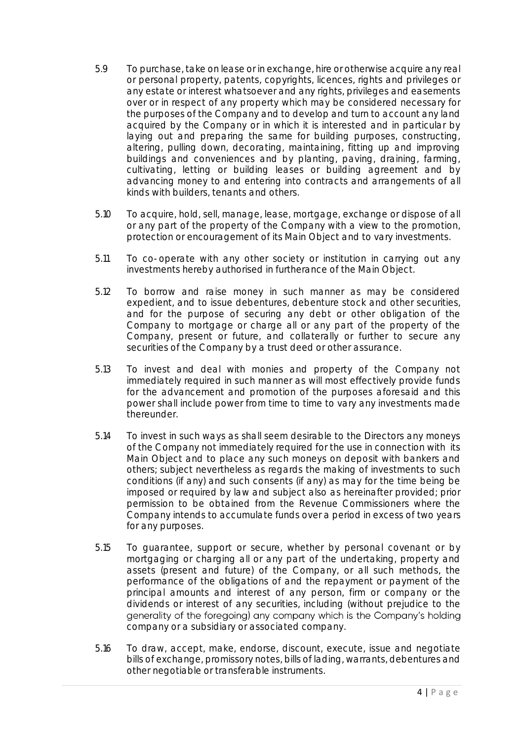5.9 To purchase, take on lease or in exchange, hire or otherwise acquire any real or personal property, patents, copyrights, licences, rights and privileges or any estate or interest whatsoever and any rights, privileges and easements over or in respect of any property which may be considered necessary for the purposes of the Company and to develop and turn to account any land acquired by the Company or in which it is interested and in particular by laying out and preparing the same for building purposes, constructing, altering, pulling down, decorating, maintaining, fitting up and improving buildings and conveniences and by planting, paving, draining, farming, cultivating, letting or building leases or building agreement and by advancing money to and entering into contracts and arrangements of all kinds with builders, tenants and others.

5.10 To acquire, hold, sell, manage, lease, mortgage, exchange or dispose of all or any part of the property of the Company with a view to the promotion, protection or encouragement of its Main Object and to vary investments.

5.11 To co-operate with any other society or institution in carrying out any investments hereby authorised in furtherance of the Main Object.

5.12 To borrow and raise money in such manner as may be considered expedient, and to issue debentures, debenture stock and other securities, and for the purpose of securing any debt or other obligation of the Company to mortgage or charge all or any part of the property of the Company, present or future, and collaterally or further to secure any securities of the Company by a trust deed or other assurance.

5.13 To invest and deal with monies and property of the Company not immediately required in such manner as will most effectively provide funds for the advancement and promotion of the purposes aforesaid and this power shall include power from time to time to vary any investments made thereunder.

5.14 To invest in such ways as shall seem desirable to the Directors any moneys of the Company not immediately required for the use in connection with its Main Object and to place any such moneys on deposit with bankers and others; subject nevertheless as regards the making of investments to such conditions (if any) and such consents (if any) as may for the time being be imposed or required by law and subject also as hereinafter provided; prior permission to be obtained from the Revenue Commissioners where the Company intends to accumulate funds over a period in excess of two years for any purposes.

5.15 To guarantee, support or secure, whether by personal covenant or by mortgaging or charging all or any part of the undertaking, property and assets (present and future) of the Company, or all such methods, the performance of the obligations of and the repayment or payment of the principal amounts and interest of any person, firm or company or the dividends or interest of any securities, including (without prejudice to the generality of the foregoing) any company which is the Company's holding company or a subsidiary or associated company.

5.16 To draw, accept, make, endorse, discount, execute, issue and negotiate bills of exchange, promissory notes, bills of lading, warrants, debentures and other negotiable or transferable instruments.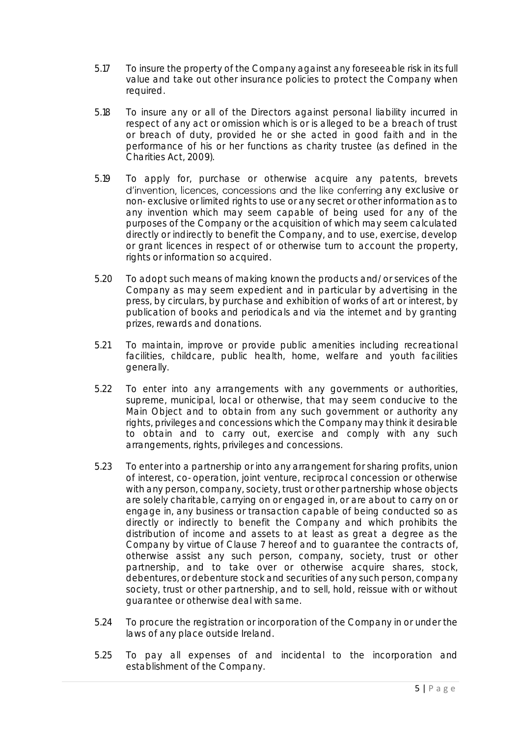5.17 To insure the property of the Company against any foreseeable risk in its full value and take out other insurance policies to protect the Company when required.

5.18 To insure any or all of the Directors against personal liability incurred in respect of any act or omission which is or is alleged to be a breach of trust or breach of duty, provided he or she acted in good faith and in the performance of his or her functions as charity trustee (as defined in the Charities Act, 2009).

5.19 To apply for, purchase or otherwise acquire any patents, brevets d'invention, licences, concessions and the like conferring any exclusive or non-exclusive or limited rights to use or any secret or other information as to any invention which may seem capable of being used for any of the purposes of the Company or the acquisition of which may seem calculated directly or indirectly to benefit the Company, and to use, exercise, develop or grant licences in respect of or otherwise turn to account the property, rights or information so acquired.

5.20 To adopt such means of making known the products and/or services of the Company as may seem expedient and in particular by advertising in the press, by circulars, by purchase and exhibition of works of art or interest, by publication of books and periodicals and via the internet and by granting prizes, rewards and donations.

5.21 To maintain, improve or provide public amenities including recreational facilities, childcare, public health, home, welfare and youth facilities generally.

5.22 To enter into any arrangements with any governments or authorities, supreme, municipal, local or otherwise, that may seem conducive to the Main Object and to obtain from any such government or authority any rights, privileges and concessions which the Company may think it desirable to obtain and to carry out, exercise and comply with any such arrangements, rights, privileges and concessions.

5.23 To enter into a partnership or into any arrangement for sharing profits, union of interest, co-operation, joint venture, reciprocal concession or otherwise with any person, company, society, trust or other partnership whose objects are solely charitable, carrying on or engaged in, or are about to carry on or engage in, any business or transaction capable of being conducted so as directly or indirectly to benefit the Company and which prohibits the distribution of income and assets to at least as great a degree as the Company by virtue of Clause 7 hereof and to guarantee the contracts of, otherwise assist any such person, company, society, trust or other partnership, and to take over or otherwise acquire shares, stock, debentures, or debenture stock and securities of any such person, company society, trust or other partnership, and to sell, hold, reissue with or without guarantee or otherwise deal with same.

5.24 To procure the registration or incorporation of the Company in or under the laws of any place outside Ireland.

5.25 To pay all expenses of and incidental to the incorporation and establishment of the Company.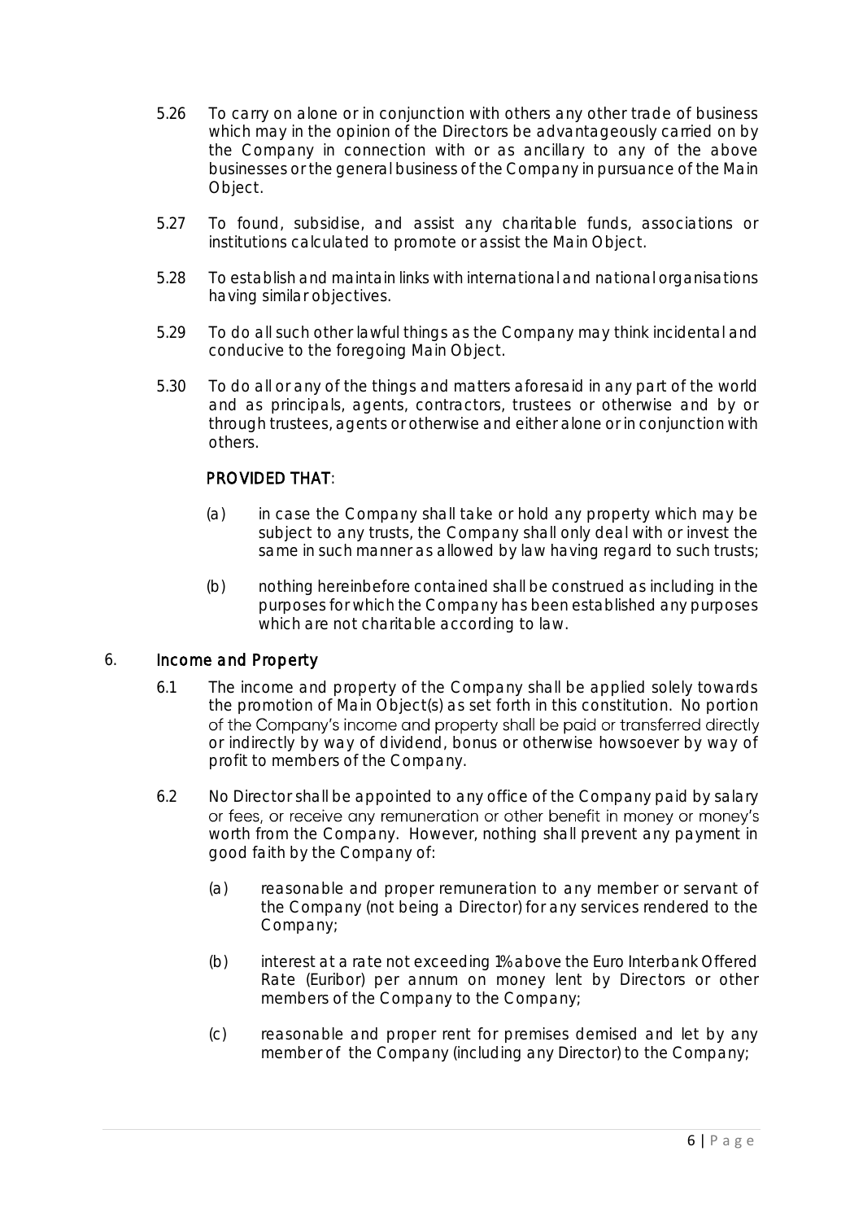5.26 To carry on alone or in conjunction with others any other trade of business which may in the opinion of the Directors be advantageously carried on by the Company in connection with or as ancillary to any of the above businesses or the general business of the Company in pursuance of the Main Object.

5.27 To found, subsidise, and assist any charitable funds, associations or institutions calculated to promote or assist the Main Object.

5.28 To establish and maintain links with international and national organisations having similar objectives.

5.29 To do all such other lawful things as the Company may think incidental and conducive to the foregoing Main Object.

5.30 To do all or any of the things and matters aforesaid in any part of the world and as principals, agents, contractors, trustees or otherwise and by or through trustees, agents or otherwise and either alone or in conjunction with others.

**PROVIDED THAT**:

(a) in case the Company shall take or hold any property which may be subject to any trusts, the Company shall only deal with or invest the same in such manner as allowed by law having regard to such trusts;

(b) nothing hereinbefore contained shall be construed as including in the purposes for which the Company has been established any purposes which are not charitable according to law.

## 6. Income and Property

6.1 The income and property of the Company shall be applied solely towards the promotion of Main Object(s) as set forth in this constitution. No portion of the Company's income and property shall be paid or transferred directly or indirectly by way of dividend, bonus or otherwise howsoever by way of profit to members of the Company.

6.2 No Director shall be appointed to any office of the Company paid by salary or fees, or receive any remuneration or other benefit in money or money's worth from the Company. However, nothing shall prevent any payment in good faith by the Company of:

(a) reasonable and proper remuneration to any member or servant of the Company (not being a Director) for any services rendered to the Company;

(b) interest at a rate not exceeding 1% above the Euro Interbank Offered Rate (Euribor) per annum on money lent by Directors or other members of the Company to the Company;

(c) reasonable and proper rent for premises demised and let by any member of the Company (including any Director) to the Company;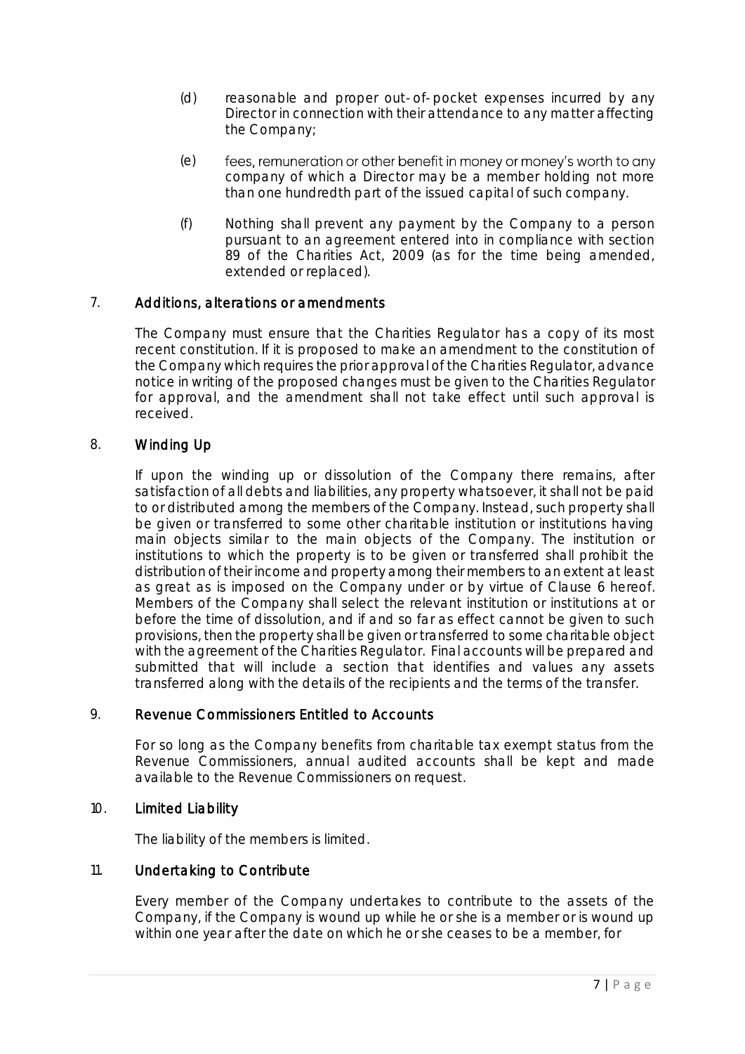(d) reasonable and proper out-of-pocket expenses incurred by any Director in connection with their attendance to any matter affecting the Company;

(e) fees, remuneration or other benefit in money or money's worth to any company of which a Director may be a member holding not more than one hundredth part of the issued capital of such company.

(f) Nothing shall prevent any payment by the Company to a person pursuant to an agreement entered into in compliance with section 89 of the Charities Act, 2009 (as for the time being amended, extended or replaced).

## 7. Additions, alterations or amendments

The Company must ensure that the Charities Regulator has a copy of its most recent constitution. If it is proposed to make an amendment to the constitution of the Company which requires the prior approval of the Charities Regulator, advance notice in writing of the proposed changes must be given to the Charities Regulator for approval, and the amendment shall not take effect until such approval is received.

## 8. Winding Up

If upon the winding up or dissolution of the Company there remains, after satisfaction of all debts and liabilities, any property whatsoever, it shall not be paid to or distributed among the members of the Company. Instead, such property shall be given or transferred to some other charitable institution or institutions having main objects similar to the main objects of the Company. The institution or institutions to which the property is to be given or transferred shall prohibit the distribution of their income and property among their members to an extent at least as great as is imposed on the Company under or by virtue of Clause 6 hereof. Members of the Company shall select the relevant institution or institutions at or before the time of dissolution, and if and so far as effect cannot be given to such provisions, then the property shall be given or transferred to some charitable object with the agreement of the Charities Regulator. Final accounts will be prepared and submitted that will include a section that identifies and values any assets transferred along with the details of the recipients and the terms of the transfer.

## 9. Revenue Commissioners Entitled to Accounts

For so long as the Company benefits from charitable tax exempt status from the Revenue Commissioners, annual audited accounts shall be kept and made available to the Revenue Commissioners on request.

## 10. Limited Liability

The liability of the members is limited.

## 11. Undertaking to Contribute

Every member of the Company undertakes to contribute to the assets of the Company, if the Company is wound up while he or she is a member or is wound up within one year after the date on which he or she ceases to be a member, for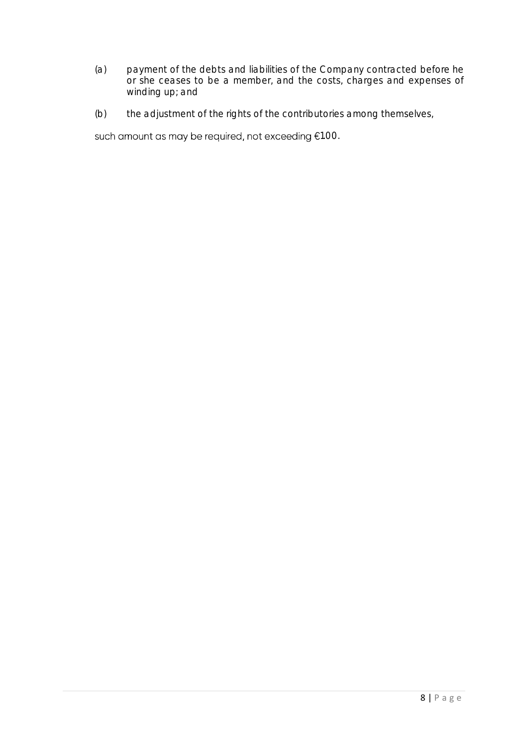(a) payment of the debts and liabilities of the Company contracted before he or she ceases to be a member, and the costs, charges and expenses of winding up; and

(b) the adjustment of the rights of the contributories among themselves,

such amount as may be required, not exceeding €100.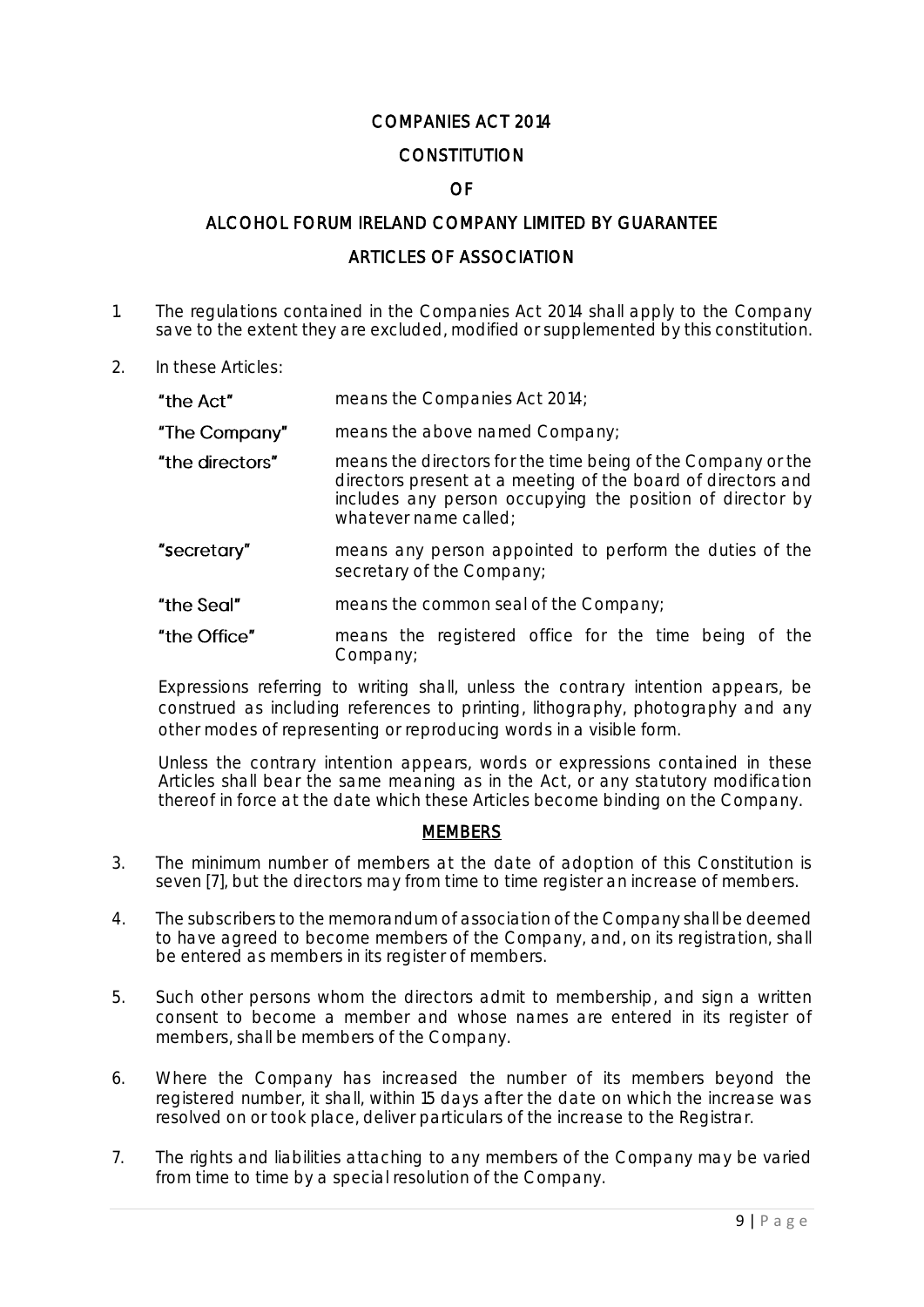# COMPANIES ACT 2014

# CONSTITUTION

# OF

# ALCOHOL FORUM IRELAND COMPANY LIMITED BY GUARANTEE

# ARTICLES OF ASSOCIATION

1. The regulations contained in the Companies Act 2014 shall apply to the Company save to the extent they are excluded, modified or supplemented by this constitution.

2. In these Articles:

| | |
|---|---|
| "the Act" | means the Companies Act 2014; |
| "The Company" | means the above named Company; |
| "the directors" | means the directors for the time being of the Company or the directors present at a meeting of the board of directors and includes any person occupying the position of director by whatever name called; |
| "secretary" | means any person appointed to perform the duties of the secretary of the Company; |
| "the Seal" | means the common seal of the Company; |
| "the Office" | means the registered office for the time being of the Company; |

Expressions referring to writing shall, unless the contrary intention appears, be construed as including references to printing, lithography, photography and any other modes of representing or reproducing words in a visible form.

Unless the contrary intention appears, words or expressions contained in these Articles shall bear the same meaning as in the Act, or any statutory modification thereof in force at the date which these Articles become binding on the Company.

## MEMBERS

3. The minimum number of members at the date of adoption of this Constitution is seven [7], but the directors may from time to time register an increase of members.

4. The subscribers to the memorandum of association of the Company shall be deemed to have agreed to become members of the Company, and, on its registration, shall be entered as members in its register of members.

5. Such other persons whom the directors admit to membership, and sign a written consent to become a member and whose names are entered in its register of members, shall be members of the Company.

6. Where the Company has increased the number of its members beyond the registered number, it shall, within 15 days after the date on which the increase was resolved on or took place, deliver particulars of the increase to the Registrar.

7. The rights and liabilities attaching to any members of the Company may be varied from time to time by a special resolution of the Company.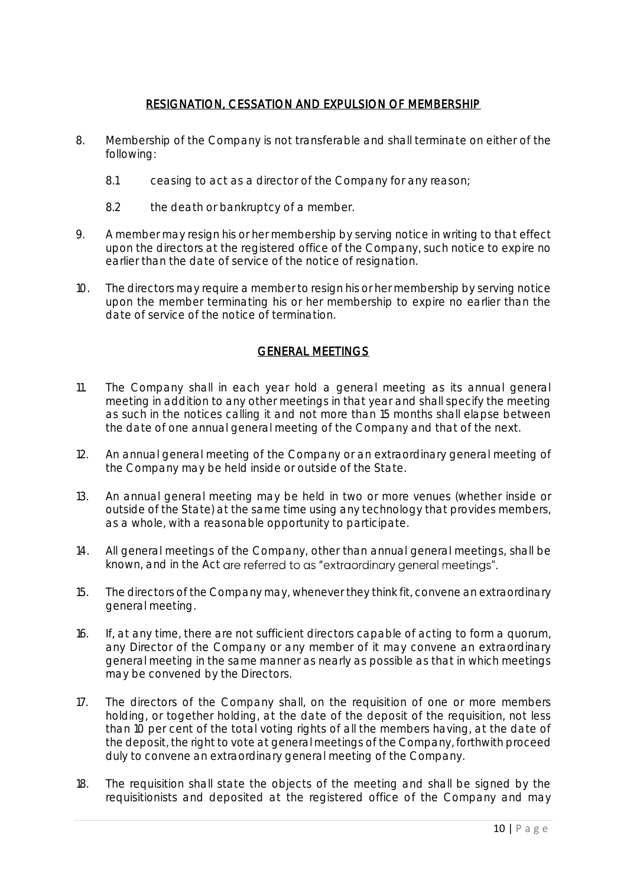## RESIGNATION, CESSATION AND EXPULSION OF MEMBERSHIP

8. Membership of the Company is not transferable and shall terminate on either of the following:

    8.1 ceasing to act as a director of the Company for any reason;

    8.2 the death or bankruptcy of a member.

9. A member may resign his or her membership by serving notice in writing to that effect upon the directors at the registered office of the Company, such notice to expire no earlier than the date of service of the notice of resignation.

10. The directors may require a member to resign his or her membership by serving notice upon the member terminating his or her membership to expire no earlier than the date of service of the notice of termination.

## GENERAL MEETINGS

11. The Company shall in each year hold a general meeting as its annual general meeting in addition to any other meetings in that year and shall specify the meeting as such in the notices calling it and not more than 15 months shall elapse between the date of one annual general meeting of the Company and that of the next.

12. An annual general meeting of the Company or an extraordinary general meeting of the Company may be held inside or outside of the State.

13. An annual general meeting may be held in two or more venues (whether inside or outside of the State) at the same time using any technology that provides members, as a whole, with a reasonable opportunity to participate.

14. All general meetings of the Company, other than annual general meetings, shall be known, and in the Act are referred to as "extraordinary general meetings".

15. The directors of the Company may, whenever they think fit, convene an extraordinary general meeting.

16. If, at any time, there are not sufficient directors capable of acting to form a quorum, any Director of the Company or any member of it may convene an extraordinary general meeting in the same manner as nearly as possible as that in which meetings may be convened by the Directors.

17. The directors of the Company shall, on the requisition of one or more members holding, or together holding, at the date of the deposit of the requisition, not less than 10 per cent of the total voting rights of all the members having, at the date of the deposit, the right to vote at general meetings of the Company, forthwith proceed duly to convene an extraordinary general meeting of the Company.

18. The requisition shall state the objects of the meeting and shall be signed by the requisitionists and deposited at the registered office of the Company and may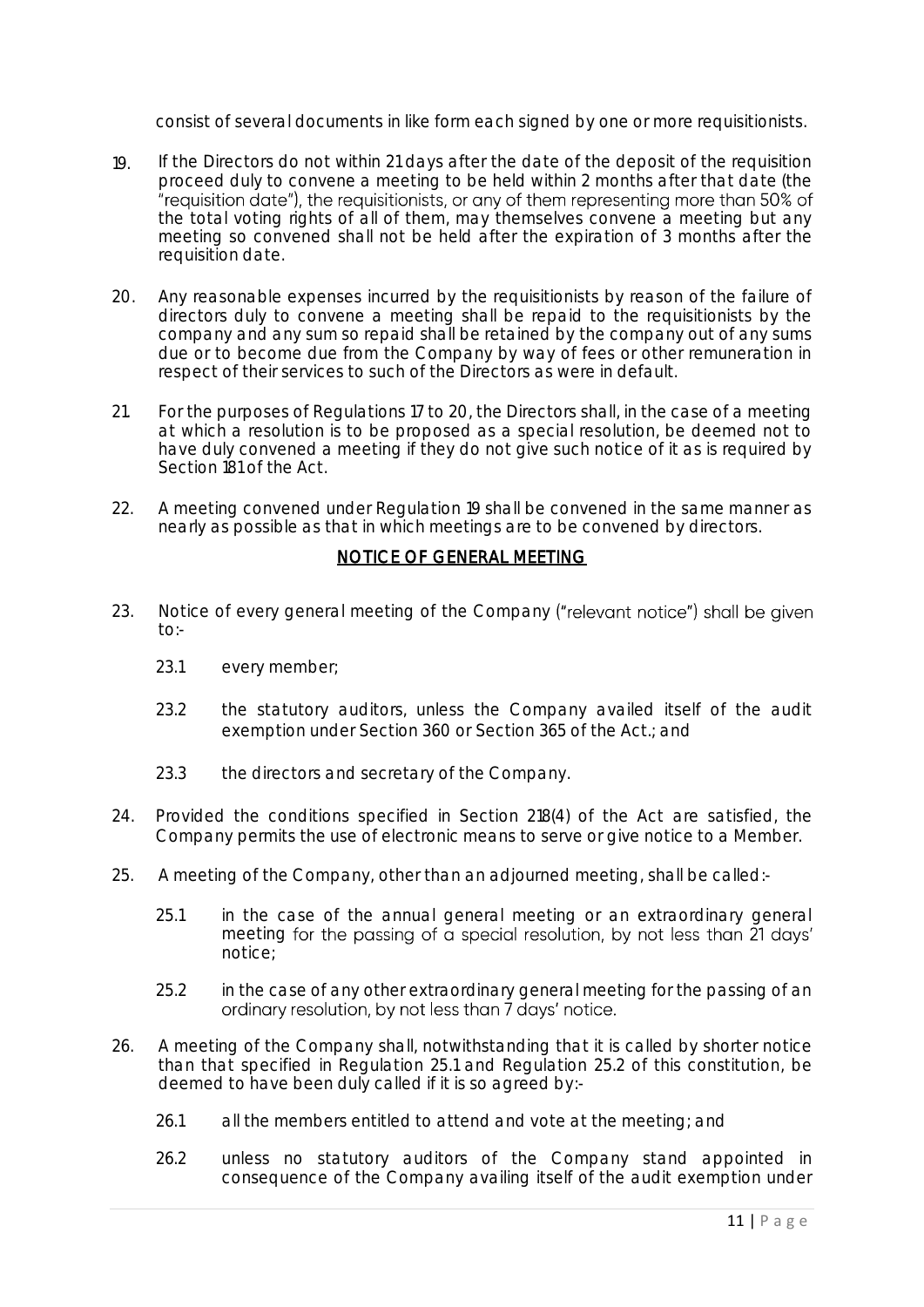consist of several documents in like form each signed by one or more requisitionists.

19. If the Directors do not within 21 days after the date of the deposit of the requisition proceed duly to convene a meeting to be held within 2 months after that date (the "requisition date"), the requisitionists, or any of them representing more than 50% of the total voting rights of all of them, may themselves convene a meeting but any meeting so convened shall not be held after the expiration of 3 months after the requisition date.

20. Any reasonable expenses incurred by the requisitionists by reason of the failure of directors duly to convene a meeting shall be repaid to the requisitionists by the company and any sum so repaid shall be retained by the company out of any sums due or to become due from the Company by way of fees or other remuneration in respect of their services to such of the Directors as were in default.

21. For the purposes of Regulations 17 to 20, the Directors shall, in the case of a meeting at which a resolution is to be proposed as a special resolution, be deemed not to have duly convened a meeting if they do not give such notice of it as is required by Section 181 of the Act.

22. A meeting convened under Regulation 19 shall be convened in the same manner as nearly as possible as that in which meetings are to be convened by directors.

## NOTICE OF GENERAL MEETING

23. Notice of every general meeting of the Company ("relevant notice") shall be given to:-

    23.1 every member;

    23.2 the statutory auditors, unless the Company availed itself of the audit exemption under Section 360 or Section 365 of the Act.; and

    23.3 the directors and secretary of the Company.

24. Provided the conditions specified in Section 218(4) of the Act are satisfied, the Company permits the use of electronic means to serve or give notice to a Member.

25. A meeting of the Company, other than an adjourned meeting, shall be called:-

    25.1 in the case of the annual general meeting or an extraordinary general meeting for the passing of a special resolution, by not less than 21 days' notice;

    25.2 in the case of any other extraordinary general meeting for the passing of an ordinary resolution, by not less than 7 days' notice.

26. A meeting of the Company shall, notwithstanding that it is called by shorter notice than that specified in Regulation 25.1 and Regulation 25.2 of this constitution, be deemed to have been duly called if it is so agreed by:-

    26.1 all the members entitled to attend and vote at the meeting; and

    26.2 unless no statutory auditors of the Company stand appointed in consequence of the Company availing itself of the audit exemption under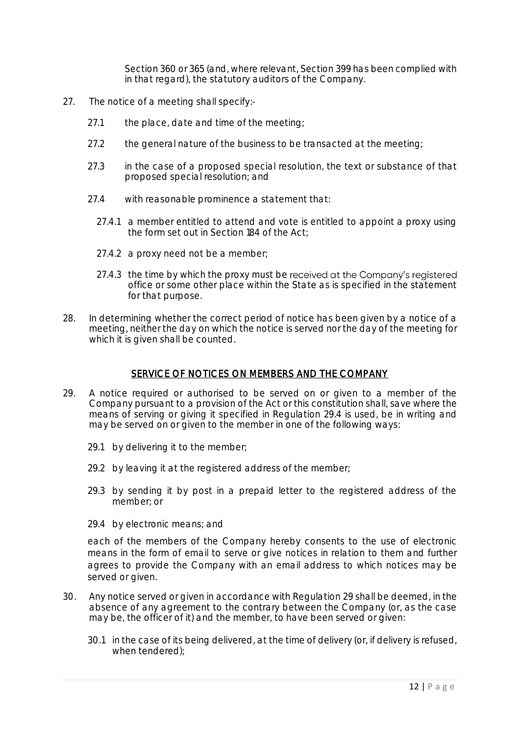Section 360 or 365 (and, where relevant, Section 399 has been complied with in that regard), the statutory auditors of the Company.

27. The notice of a meeting shall specify:-

    27.1 the place, date and time of the meeting;

    27.2 the general nature of the business to be transacted at the meeting;

    27.3 in the case of a proposed special resolution, the text or substance of that proposed special resolution; and

    27.4 with reasonable prominence a statement that:

    27.4.1 a member entitled to attend and vote is entitled to appoint a proxy using the form set out in Section 184 of the Act;

    27.4.2 a proxy need not be a member;

    27.4.3 the time by which the proxy must be received at the Company's registered office or some other place within the State as is specified in the statement for that purpose.

28. In determining whether the correct period of notice has been given by a notice of a meeting, neither the day on which the notice is served nor the day of the meeting for which it is given shall be counted.

## SERVICE OF NOTICES ON MEMBERS AND THE COMPANY

29. A notice required or authorised to be served on or given to a member of the Company pursuant to a provision of the Act or this constitution shall, save where the means of serving or giving it specified in Regulation 29.4 is used, be in writing and may be served on or given to the member in one of the following ways:

    29.1 by delivering it to the member;

    29.2 by leaving it at the registered address of the member;

    29.3 by sending it by post in a prepaid letter to the registered address of the member; or

    29.4 by electronic means; and

    each of the members of the Company hereby consents to the use of electronic means in the form of email to serve or give notices in relation to them and further agrees to provide the Company with an email address to which notices may be served or given.

30. Any notice served or given in accordance with Regulation 29 shall be deemed, in the absence of any agreement to the contrary between the Company (or, as the case may be, the officer of it) and the member, to have been served or given:

    30.1 in the case of its being delivered, at the time of delivery (or, if delivery is refused, when tendered);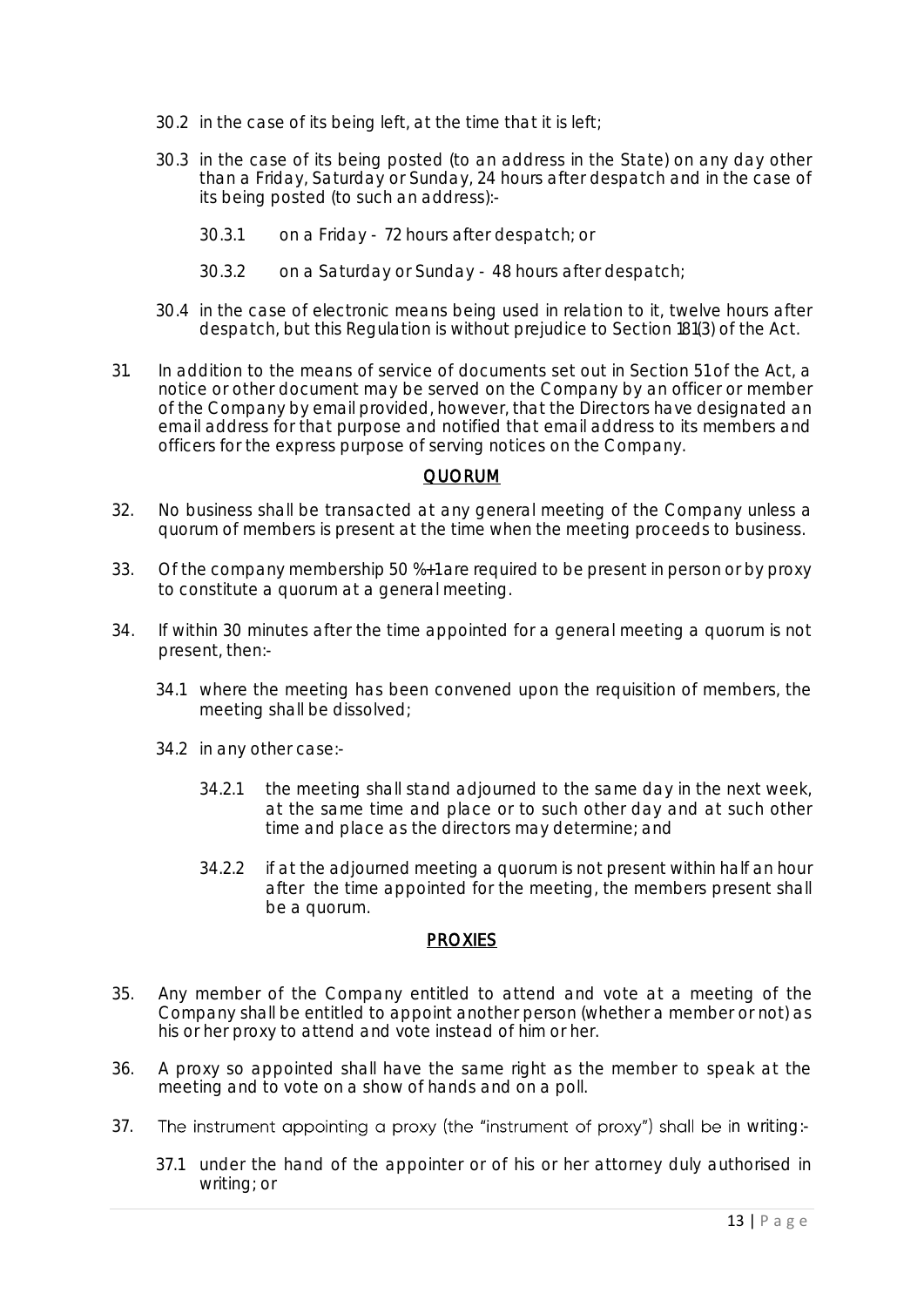30.2 in the case of its being left, at the time that it is left;

30.3 in the case of its being posted (to an address in the State) on any day other than a Friday, Saturday or Sunday, 24 hours after despatch and in the case of its being posted (to such an address):-

30.3.1 on a Friday - 72 hours after despatch; or

30.3.2 on a Saturday or Sunday - 48 hours after despatch;

30.4 in the case of electronic means being used in relation to it, twelve hours after despatch, but this Regulation is without prejudice to Section 181(3) of the Act.

31. In addition to the means of service of documents set out in Section 51 of the Act, a notice or other document may be served on the Company by an officer or member of the Company by email provided, however, that the Directors have designated an email address for that purpose and notified that email address to its members and officers for the express purpose of serving notices on the Company.

## QUORUM

32. No business shall be transacted at any general meeting of the Company unless a quorum of members is present at the time when the meeting proceeds to business.

33. Of the company membership 50 %+1 are required to be present in person or by proxy to constitute a quorum at a general meeting.

34. If within 30 minutes after the time appointed for a general meeting a quorum is not present, then:-

34.1 where the meeting has been convened upon the requisition of members, the meeting shall be dissolved;

34.2 in any other case:-

34.2.1 the meeting shall stand adjourned to the same day in the next week, at the same time and place or to such other day and at such other time and place as the directors may determine; and

34.2.2 if at the adjourned meeting a quorum is not present within half an hour after the time appointed for the meeting, the members present shall be a quorum.

## PROXIES

35. Any member of the Company entitled to attend and vote at a meeting of the Company shall be entitled to appoint another person (whether a member or not) as his or her proxy to attend and vote instead of him or her.

36. A proxy so appointed shall have the same right as the member to speak at the meeting and to vote on a show of hands and on a poll.

37. The instrument appointing a proxy (the "instrument of proxy") shall be in writing:-

37.1 under the hand of the appointer or of his or her attorney duly authorised in writing; or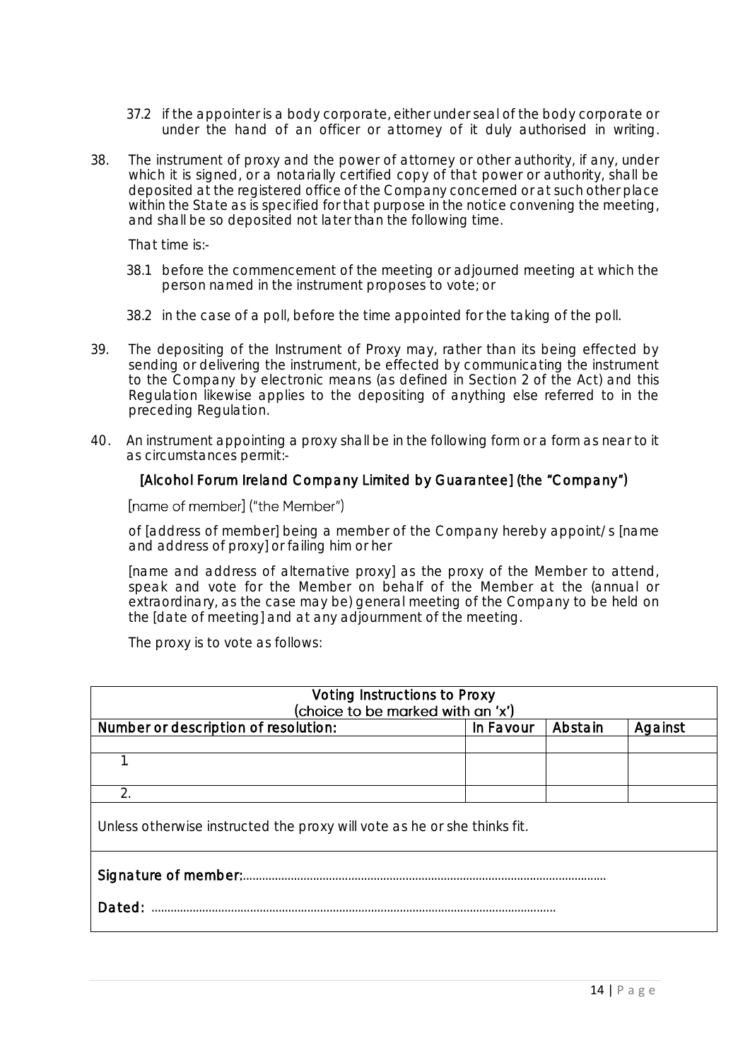37.2 if the appointer is a body corporate, either under seal of the body corporate or under the hand of an officer or attorney of it duly authorised in writing.

38. The instrument of proxy and the power of attorney or other authority, if any, under which it is signed, or a notarially certified copy of that power or authority, shall be deposited at the registered office of the Company concerned or at such other place within the State as is specified for that purpose in the notice convening the meeting, and shall be so deposited not later than the following time.

That time is:-

38.1 before the commencement of the meeting or adjourned meeting at which the person named in the instrument proposes to vote; or

38.2 in the case of a poll, before the time appointed for the taking of the poll.

39. The depositing of the Instrument of Proxy may, rather than its being effected by sending or delivering the instrument, be effected by communicating the instrument to the Company by electronic means (as defined in Section 2 of the Act) and this Regulation likewise applies to the depositing of anything else referred to in the preceding Regulation.

40. An instrument appointing a proxy shall be in the following form or a form as near to it as circumstances permit:-

**[Alcohol Forum Ireland Company Limited by Guarantee] (the "Company")**

[name of member] ("the Member")

of [address of member] being a member of the Company hereby appoint/s [name and address of proxy] or failing him or her

[name and address of alternative proxy] as the proxy of the Member to attend, speak and vote for the Member on behalf of the Member at the (annual or extraordinary, as the case may be) general meeting of the Company to be held on the [date of meeting] and at any adjournment of the meeting.

The proxy is to vote as follows:

| **Voting Instructions to Proxy** (choice to be marked with an 'x') | | | |
|---|---|---|---|
| **Number or description of resolution:** | **In Favour** | **Abstain** | **Against** |
| | | | |
| 1 | | | |
| 2. | | | |
| Unless otherwise instructed the proxy will vote as he or she thinks fit. | | | |
| **Signature of member:**................................................................................................................ **Dated:** .............................................................................................................................. | | | |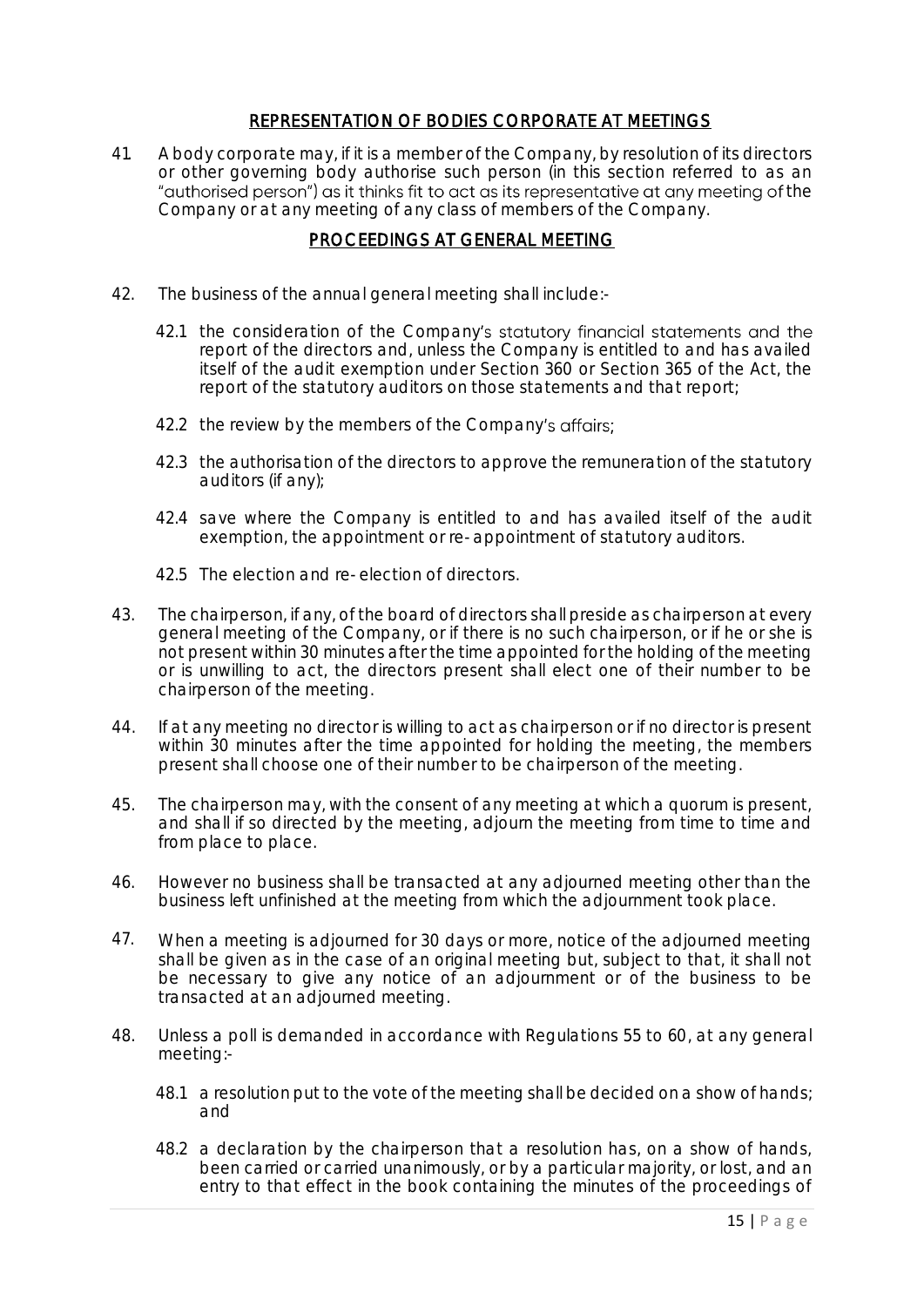## REPRESENTATION OF BODIES CORPORATE AT MEETINGS

41. A body corporate may, if it is a member of the Company, by resolution of its directors or other governing body authorise such person (in this section referred to as an "authorised person") as it thinks fit to act as its representative at any meeting of the Company or at any meeting of any class of members of the Company.

## PROCEEDINGS AT GENERAL MEETING

42. The business of the annual general meeting shall include:-

    42.1 the consideration of the Company's statutory financial statements and the report of the directors and, unless the Company is entitled to and has availed itself of the audit exemption under Section 360 or Section 365 of the Act, the report of the statutory auditors on those statements and that report;

    42.2 the review by the members of the Company's affairs;

    42.3 the authorisation of the directors to approve the remuneration of the statutory auditors (if any);

    42.4 save where the Company is entitled to and has availed itself of the audit exemption, the appointment or re-appointment of statutory auditors.

    42.5 The election and re-election of directors.

43. The chairperson, if any, of the board of directors shall preside as chairperson at every general meeting of the Company, or if there is no such chairperson, or if he or she is not present within 30 minutes after the time appointed for the holding of the meeting or is unwilling to act, the directors present shall elect one of their number to be chairperson of the meeting.

44. If at any meeting no director is willing to act as chairperson or if no director is present within 30 minutes after the time appointed for holding the meeting, the members present shall choose one of their number to be chairperson of the meeting.

45. The chairperson may, with the consent of any meeting at which a quorum is present, and shall if so directed by the meeting, adjourn the meeting from time to time and from place to place.

46. However no business shall be transacted at any adjourned meeting other than the business left unfinished at the meeting from which the adjournment took place.

47. When a meeting is adjourned for 30 days or more, notice of the adjourned meeting shall be given as in the case of an original meeting but, subject to that, it shall not be necessary to give any notice of an adjournment or of the business to be transacted at an adjourned meeting.

48. Unless a poll is demanded in accordance with Regulations 55 to 60, at any general meeting:-

    48.1 a resolution put to the vote of the meeting shall be decided on a show of hands; and

    48.2 a declaration by the chairperson that a resolution has, on a show of hands, been carried or carried unanimously, or by a particular majority, or lost, and an entry to that effect in the book containing the minutes of the proceedings of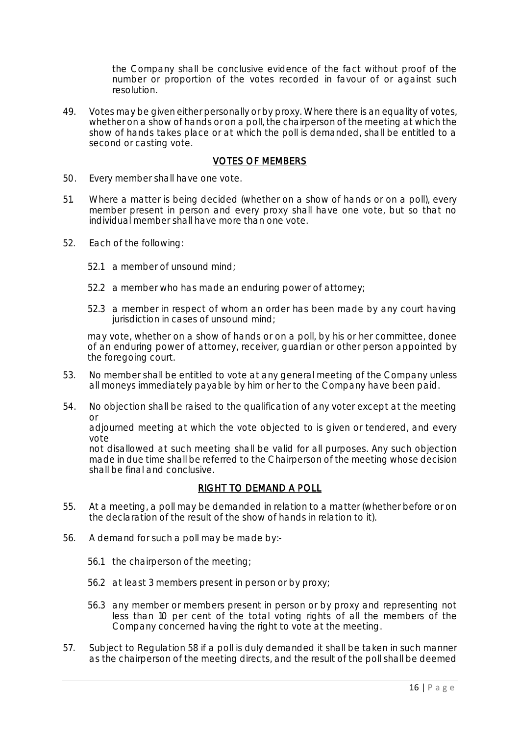the Company shall be conclusive evidence of the fact without proof of the number or proportion of the votes recorded in favour of or against such resolution.

49. Votes may be given either personally or by proxy. Where there is an equality of votes, whether on a show of hands or on a poll, the chairperson of the meeting at which the show of hands takes place or at which the poll is demanded, shall be entitled to a second or casting vote.

## VOTES OF MEMBERS

50. Every member shall have one vote.

51. Where a matter is being decided (whether on a show of hands or on a poll), every member present in person and every proxy shall have one vote, but so that no individual member shall have more than one vote.

52. Each of the following:

    52.1 a member of unsound mind;

    52.2 a member who has made an enduring power of attorney;

    52.3 a member in respect of whom an order has been made by any court having jurisdiction in cases of unsound mind;

    may vote, whether on a show of hands or on a poll, by his or her committee, donee of an enduring power of attorney, receiver, guardian or other person appointed by the foregoing court.

53. No member shall be entitled to vote at any general meeting of the Company unless all moneys immediately payable by him or her to the Company have been paid.

54. No objection shall be raised to the qualification of any voter except at the meeting or
adjourned meeting at which the vote objected to is given or tendered, and every vote
not disallowed at such meeting shall be valid for all purposes. Any such objection made in due time shall be referred to the Chairperson of the meeting whose decision shall be final and conclusive.

## RIGHT TO DEMAND A POLL

55. At a meeting, a poll may be demanded in relation to a matter (whether before or on the declaration of the result of the show of hands in relation to it).

56. A demand for such a poll may be made by:-

    56.1 the chairperson of the meeting;

    56.2 at least 3 members present in person or by proxy;

    56.3 any member or members present in person or by proxy and representing not less than 10 per cent of the total voting rights of all the members of the Company concerned having the right to vote at the meeting.

57. Subject to Regulation 58 if a poll is duly demanded it shall be taken in such manner as the chairperson of the meeting directs, and the result of the poll shall be deemed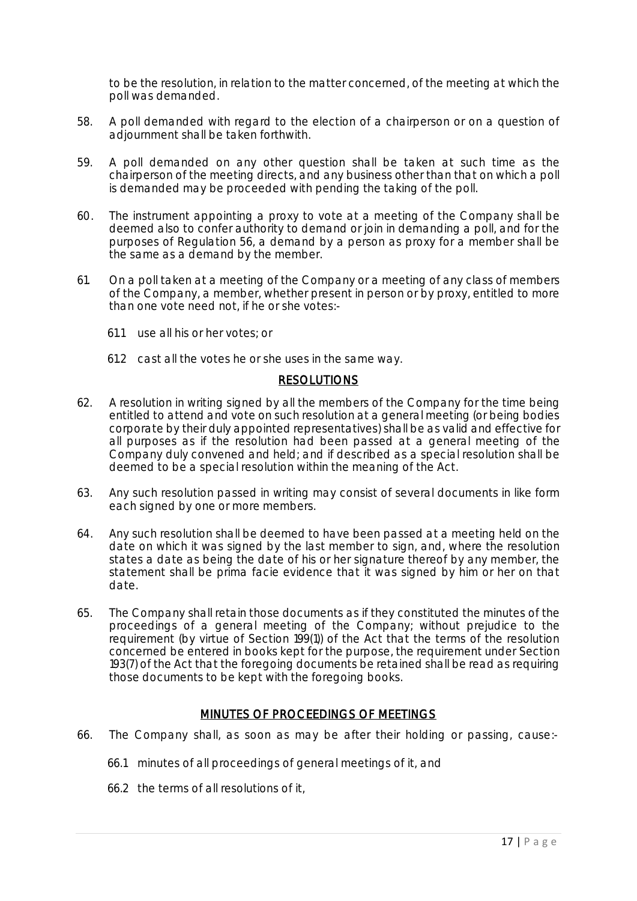to be the resolution, in relation to the matter concerned, of the meeting at which the poll was demanded.

58. A poll demanded with regard to the election of a chairperson or on a question of adjournment shall be taken forthwith.

59. A poll demanded on any other question shall be taken at such time as the chairperson of the meeting directs, and any business other than that on which a poll is demanded may be proceeded with pending the taking of the poll.

60. The instrument appointing a proxy to vote at a meeting of the Company shall be deemed also to confer authority to demand or join in demanding a poll, and for the purposes of Regulation 56, a demand by a person as proxy for a member shall be the same as a demand by the member.

61. On a poll taken at a meeting of the Company or a meeting of any class of members of the Company, a member, whether present in person or by proxy, entitled to more than one vote need not, if he or she votes:-

    61.1 use all his or her votes; or

    61.2 cast all the votes he or she uses in the same way.

## RESOLUTIONS

62. A resolution in writing signed by all the members of the Company for the time being entitled to attend and vote on such resolution at a general meeting (or being bodies corporate by their duly appointed representatives) shall be as valid and effective for all purposes as if the resolution had been passed at a general meeting of the Company duly convened and held; and if described as a special resolution shall be deemed to be a special resolution within the meaning of the Act.

63. Any such resolution passed in writing may consist of several documents in like form each signed by one or more members.

64. Any such resolution shall be deemed to have been passed at a meeting held on the date on which it was signed by the last member to sign, and, where the resolution states a date as being the date of his or her signature thereof by any member, the statement shall be prima facie evidence that it was signed by him or her on that date.

65. The Company shall retain those documents as if they constituted the minutes of the proceedings of a general meeting of the Company; without prejudice to the requirement (by virtue of Section 199(1)) of the Act that the terms of the resolution concerned be entered in books kept for the purpose, the requirement under Section 193(7) of the Act that the foregoing documents be retained shall be read as requiring those documents to be kept with the foregoing books.

## MINUTES OF PROCEEDINGS OF MEETINGS

66. The Company shall, as soon as may be after their holding or passing, cause:-

    66.1 minutes of all proceedings of general meetings of it, and

    66.2 the terms of all resolutions of it,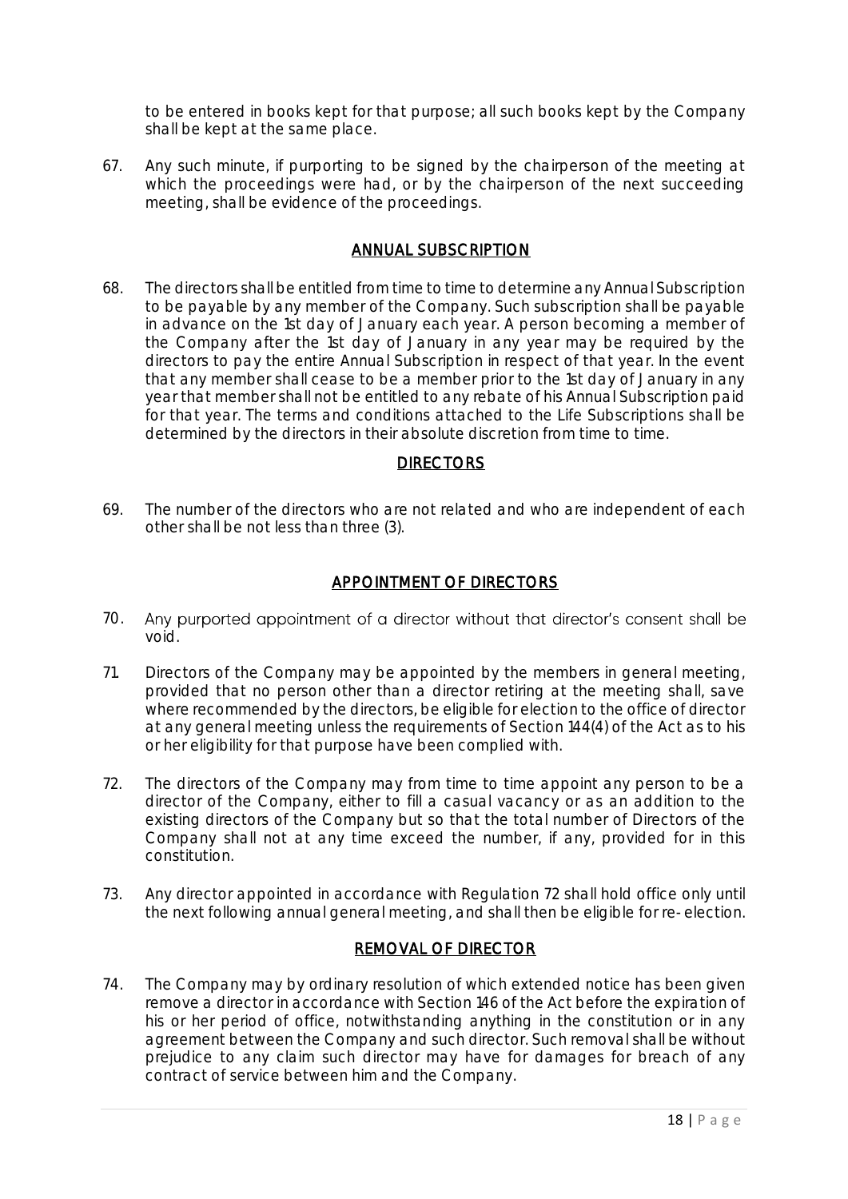to be entered in books kept for that purpose; all such books kept by the Company shall be kept at the same place.

67. Any such minute, if purporting to be signed by the chairperson of the meeting at which the proceedings were had, or by the chairperson of the next succeeding meeting, shall be evidence of the proceedings.

## ANNUAL SUBSCRIPTION

68. The directors shall be entitled from time to time to determine any Annual Subscription to be payable by any member of the Company. Such subscription shall be payable in advance on the 1st day of January each year. A person becoming a member of the Company after the 1st day of January in any year may be required by the directors to pay the entire Annual Subscription in respect of that year. In the event that any member shall cease to be a member prior to the 1st day of January in any year that member shall not be entitled to any rebate of his Annual Subscription paid for that year. The terms and conditions attached to the Life Subscriptions shall be determined by the directors in their absolute discretion from time to time.

## DIRECTORS

69. The number of the directors who are not related and who are independent of each other shall be not less than three (3).

## APPOINTMENT OF DIRECTORS

70. Any purported appointment of a director without that director's consent shall be void.

71. Directors of the Company may be appointed by the members in general meeting, provided that no person other than a director retiring at the meeting shall, save where recommended by the directors, be eligible for election to the office of director at any general meeting unless the requirements of Section 144(4) of the Act as to his or her eligibility for that purpose have been complied with.

72. The directors of the Company may from time to time appoint any person to be a director of the Company, either to fill a casual vacancy or as an addition to the existing directors of the Company but so that the total number of Directors of the Company shall not at any time exceed the number, if any, provided for in this constitution.

73. Any director appointed in accordance with Regulation 72 shall hold office only until the next following annual general meeting, and shall then be eligible for re- election.

## REMOVAL OF DIRECTOR

74. The Company may by ordinary resolution of which extended notice has been given remove a director in accordance with Section 146 of the Act before the expiration of his or her period of office, notwithstanding anything in the constitution or in any agreement between the Company and such director. Such removal shall be without prejudice to any claim such director may have for damages for breach of any contract of service between him and the Company.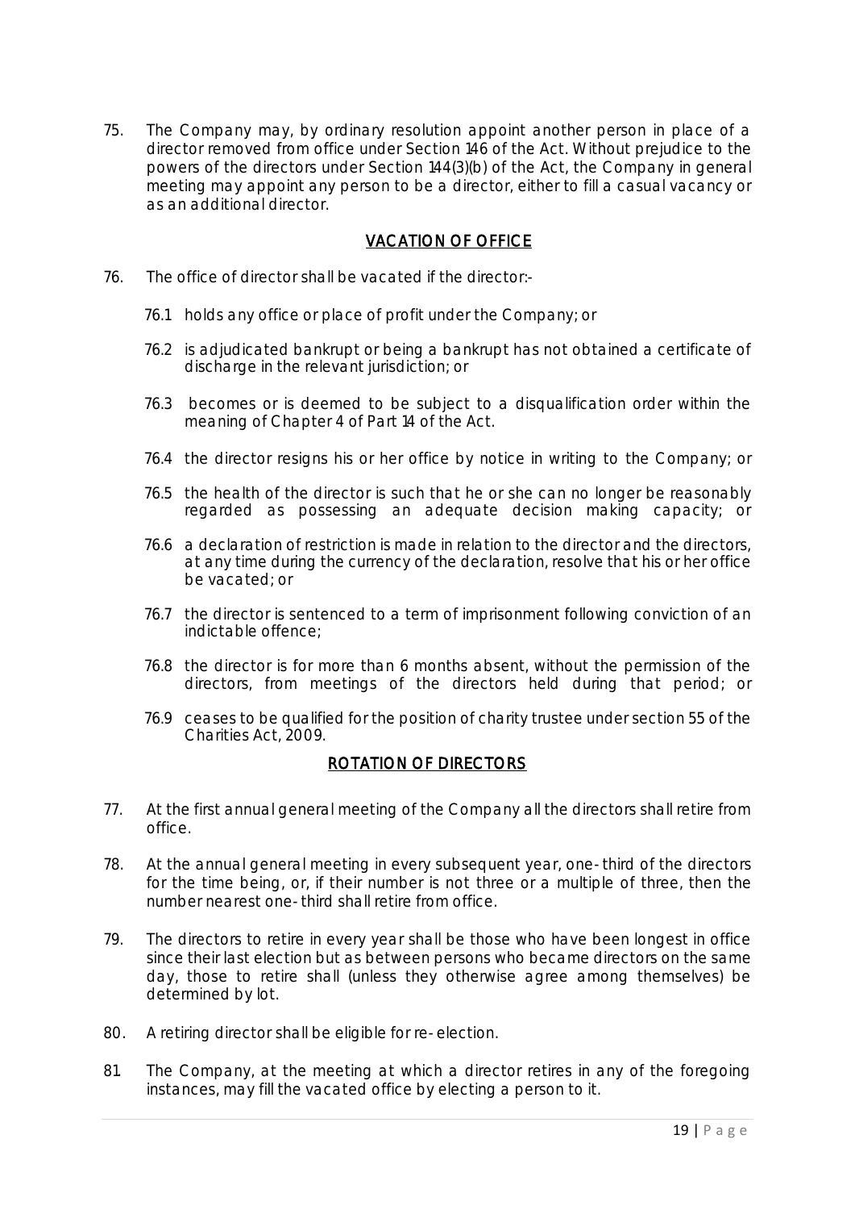75. The Company may, by ordinary resolution appoint another person in place of a director removed from office under Section 146 of the Act. Without prejudice to the powers of the directors under Section 144(3)(b) of the Act, the Company in general meeting may appoint any person to be a director, either to fill a casual vacancy or as an additional director.

## VACATION OF OFFICE

76. The office of director shall be vacated if the director:-

    76.1 holds any office or place of profit under the Company; or

    76.2 is adjudicated bankrupt or being a bankrupt has not obtained a certificate of discharge in the relevant jurisdiction; or

    76.3 becomes or is deemed to be subject to a disqualification order within the meaning of Chapter 4 of Part 14 of the Act.

    76.4 the director resigns his or her office by notice in writing to the Company; or

    76.5 the health of the director is such that he or she can no longer be reasonably regarded as possessing an adequate decision making capacity; or

    76.6 a declaration of restriction is made in relation to the director and the directors, at any time during the currency of the declaration, resolve that his or her office be vacated; or

    76.7 the director is sentenced to a term of imprisonment following conviction of an indictable offence;

    76.8 the director is for more than 6 months absent, without the permission of the directors, from meetings of the directors held during that period; or

    76.9 ceases to be qualified for the position of charity trustee under section 55 of the Charities Act, 2009.

## ROTATION OF DIRECTORS

77. At the first annual general meeting of the Company all the directors shall retire from office.

78. At the annual general meeting in every subsequent year, one-third of the directors for the time being, or, if their number is not three or a multiple of three, then the number nearest one-third shall retire from office.

79. The directors to retire in every year shall be those who have been longest in office since their last election but as between persons who became directors on the same day, those to retire shall (unless they otherwise agree among themselves) be determined by lot.

80. A retiring director shall be eligible for re-election.

81. The Company, at the meeting at which a director retires in any of the foregoing instances, may fill the vacated office by electing a person to it.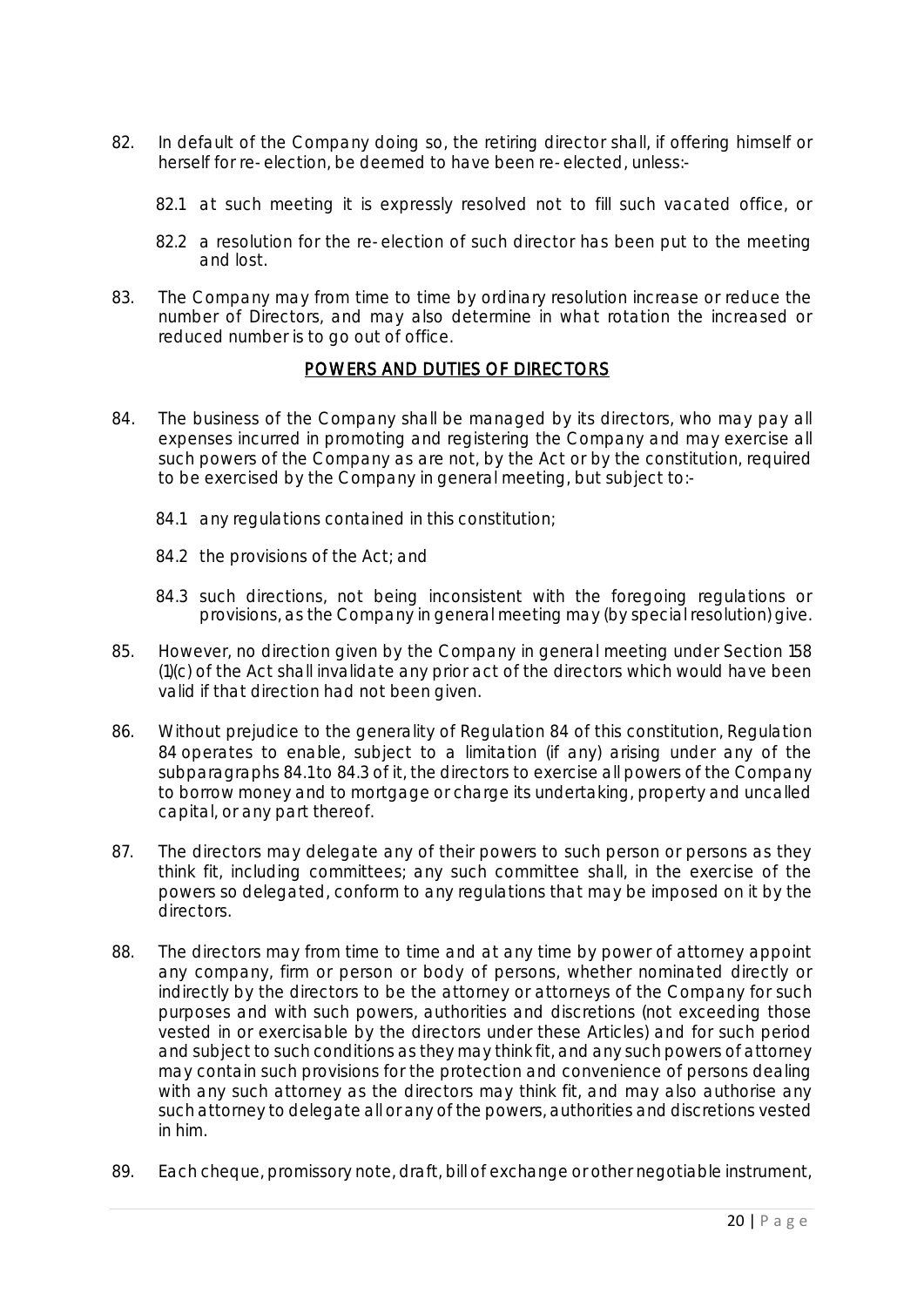82. In default of the Company doing so, the retiring director shall, if offering himself or herself for re-election, be deemed to have been re-elected, unless:-

    82.1 at such meeting it is expressly resolved not to fill such vacated office, or

    82.2 a resolution for the re-election of such director has been put to the meeting and lost.

83. The Company may from time to time by ordinary resolution increase or reduce the number of Directors, and may also determine in what rotation the increased or reduced number is to go out of office.

## POWERS AND DUTIES OF DIRECTORS

84. The business of the Company shall be managed by its directors, who may pay all expenses incurred in promoting and registering the Company and may exercise all such powers of the Company as are not, by the Act or by the constitution, required to be exercised by the Company in general meeting, but subject to:-

    84.1 any regulations contained in this constitution;

    84.2 the provisions of the Act; and

    84.3 such directions, not being inconsistent with the foregoing regulations or provisions, as the Company in general meeting may (by special resolution) give.

85. However, no direction given by the Company in general meeting under Section 158 (1)(c) of the Act shall invalidate any prior act of the directors which would have been valid if that direction had not been given.

86. Without prejudice to the generality of Regulation 84 of this constitution, Regulation 84 operates to enable, subject to a limitation (if any) arising under any of the subparagraphs 84.1to 84.3 of it, the directors to exercise all powers of the Company to borrow money and to mortgage or charge its undertaking, property and uncalled capital, or any part thereof.

87. The directors may delegate any of their powers to such person or persons as they think fit, including committees; any such committee shall, in the exercise of the powers so delegated, conform to any regulations that may be imposed on it by the directors.

88. The directors may from time to time and at any time by power of attorney appoint any company, firm or person or body of persons, whether nominated directly or indirectly by the directors to be the attorney or attorneys of the Company for such purposes and with such powers, authorities and discretions (not exceeding those vested in or exercisable by the directors under these Articles) and for such period and subject to such conditions as they may think fit, and any such powers of attorney may contain such provisions for the protection and convenience of persons dealing with any such attorney as the directors may think fit, and may also authorise any such attorney to delegate all or any of the powers, authorities and discretions vested in him.

89. Each cheque, promissory note, draft, bill of exchange or other negotiable instrument,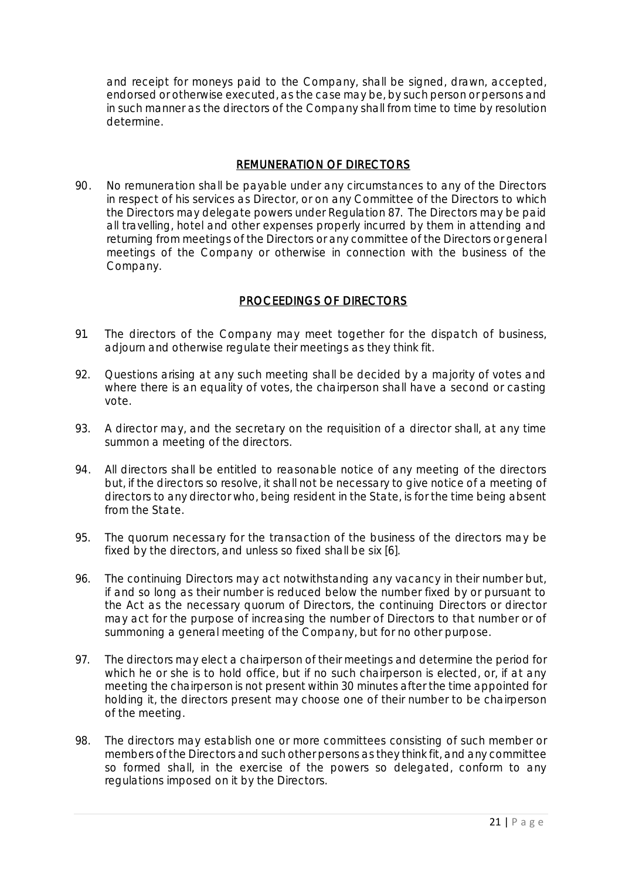and receipt for moneys paid to the Company, shall be signed, drawn, accepted, endorsed or otherwise executed, as the case may be, by such person or persons and in such manner as the directors of the Company shall from time to time by resolution determine.

## REMUNERATION OF DIRECTORS

90. No remuneration shall be payable under any circumstances to any of the Directors in respect of his services as Director, or on any Committee of the Directors to which the Directors may delegate powers under Regulation 87. The Directors may be paid all travelling, hotel and other expenses properly incurred by them in attending and returning from meetings of the Directors or any committee of the Directors or general meetings of the Company or otherwise in connection with the business of the Company.

## PROCEEDINGS OF DIRECTORS

91. The directors of the Company may meet together for the dispatch of business, adjourn and otherwise regulate their meetings as they think fit.

92. Questions arising at any such meeting shall be decided by a majority of votes and where there is an equality of votes, the chairperson shall have a second or casting vote.

93. A director may, and the secretary on the requisition of a director shall, at any time summon a meeting of the directors.

94. All directors shall be entitled to reasonable notice of any meeting of the directors but, if the directors so resolve, it shall not be necessary to give notice of a meeting of directors to any director who, being resident in the State, is for the time being absent from the State.

95. The quorum necessary for the transaction of the business of the directors may be fixed by the directors, and unless so fixed shall be six [6].

96. The continuing Directors may act notwithstanding any vacancy in their number but, if and so long as their number is reduced below the number fixed by or pursuant to the Act as the necessary quorum of Directors, the continuing Directors or director may act for the purpose of increasing the number of Directors to that number or of summoning a general meeting of the Company, but for no other purpose.

97. The directors may elect a chairperson of their meetings and determine the period for which he or she is to hold office, but if no such chairperson is elected, or, if at any meeting the chairperson is not present within 30 minutes after the time appointed for holding it, the directors present may choose one of their number to be chairperson of the meeting.

98. The directors may establish one or more committees consisting of such member or members of the Directors and such other persons as they think fit, and any committee so formed shall, in the exercise of the powers so delegated, conform to any regulations imposed on it by the Directors.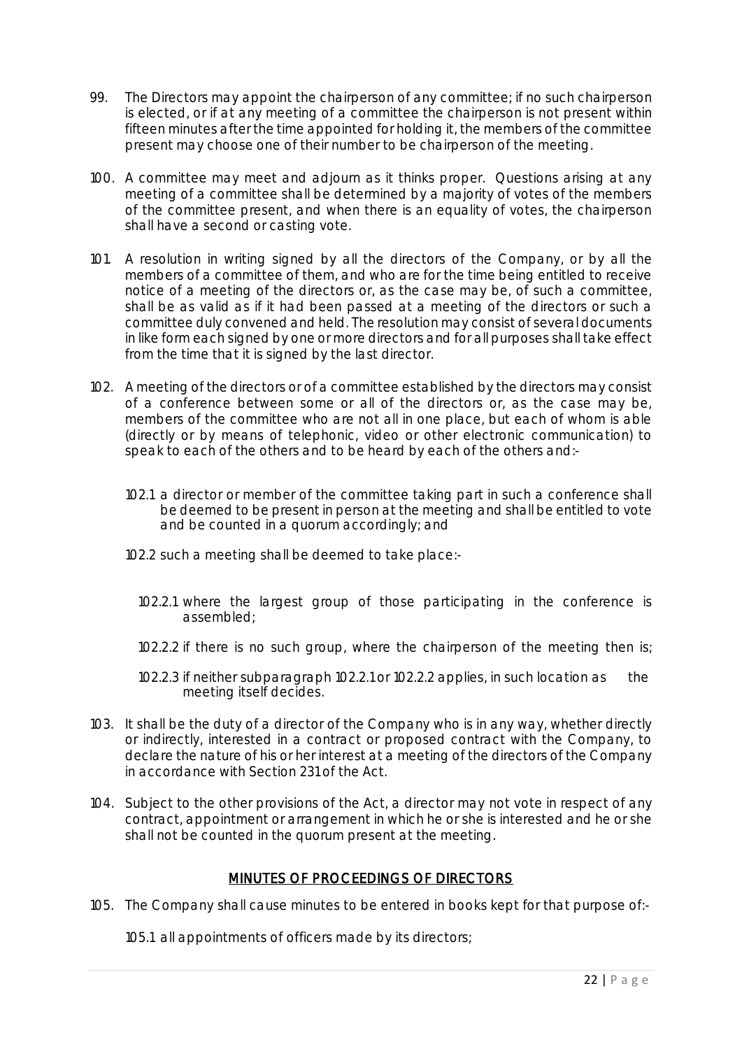99. The Directors may appoint the chairperson of any committee; if no such chairperson is elected, or if at any meeting of a committee the chairperson is not present within fifteen minutes after the time appointed for holding it, the members of the committee present may choose one of their number to be chairperson of the meeting.

100. A committee may meet and adjourn as it thinks proper. Questions arising at any meeting of a committee shall be determined by a majority of votes of the members of the committee present, and when there is an equality of votes, the chairperson shall have a second or casting vote.

101. A resolution in writing signed by all the directors of the Company, or by all the members of a committee of them, and who are for the time being entitled to receive notice of a meeting of the directors or, as the case may be, of such a committee, shall be as valid as if it had been passed at a meeting of the directors or such a committee duly convened and held. The resolution may consist of several documents in like form each signed by one or more directors and for all purposes shall take effect from the time that it is signed by the last director.

102. A meeting of the directors or of a committee established by the directors may consist of a conference between some or all of the directors or, as the case may be, members of the committee who are not all in one place, but each of whom is able (directly or by means of telephonic, video or other electronic communication) to speak to each of the others and to be heard by each of the others and:-

    102.1 a director or member of the committee taking part in such a conference shall be deemed to be present in person at the meeting and shall be entitled to vote and be counted in a quorum accordingly; and

    102.2 such a meeting shall be deemed to take place:-

        102.2.1 where the largest group of those participating in the conference is assembled;

        102.2.2 if there is no such group, where the chairperson of the meeting then is;

        102.2.3 if neither subparagraph 102.2.1 or 102.2.2 applies, in such location as the meeting itself decides.

103. It shall be the duty of a director of the Company who is in any way, whether directly or indirectly, interested in a contract or proposed contract with the Company, to declare the nature of his or her interest at a meeting of the directors of the Company in accordance with Section 231 of the Act.

104. Subject to the other provisions of the Act, a director may not vote in respect of any contract, appointment or arrangement in which he or she is interested and he or she shall not be counted in the quorum present at the meeting.

## MINUTES OF PROCEEDINGS OF DIRECTORS

105. The Company shall cause minutes to be entered in books kept for that purpose of:-

    105.1 all appointments of officers made by its directors;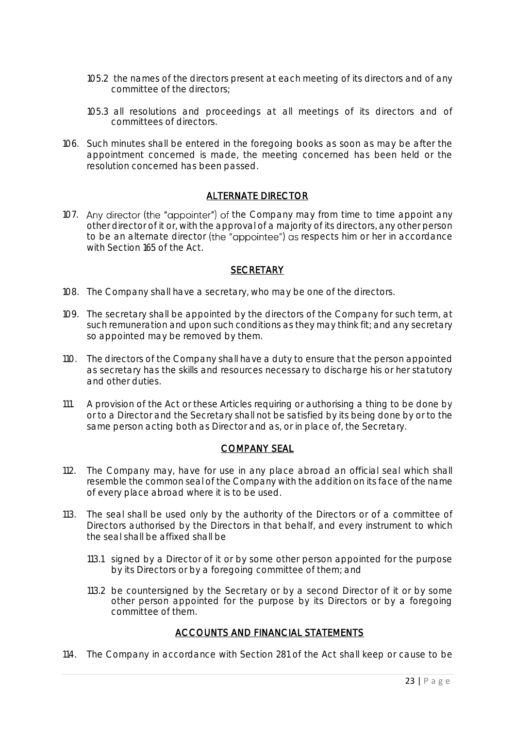105.2 the names of the directors present at each meeting of its directors and of any committee of the directors;

105.3 all resolutions and proceedings at all meetings of its directors and of committees of directors.

106. Such minutes shall be entered in the foregoing books as soon as may be after the appointment concerned is made, the meeting concerned has been held or the resolution concerned has been passed.

## ALTERNATE DIRECTOR

107. Any director (the "appointer") of the Company may from time to time appoint any other director of it or, with the approval of a majority of its directors, any other person to be an alternate director (the "appointee") as respects him or her in accordance with Section 165 of the Act.

## SECRETARY

108. The Company shall have a secretary, who may be one of the directors.

109. The secretary shall be appointed by the directors of the Company for such term, at such remuneration and upon such conditions as they may think fit; and any secretary so appointed may be removed by them.

110. The directors of the Company shall have a duty to ensure that the person appointed as secretary has the skills and resources necessary to discharge his or her statutory and other duties.

111. A provision of the Act or these Articles requiring or authorising a thing to be done by or to a Director and the Secretary shall not be satisfied by its being done by or to the same person acting both as Director and as, or in place of, the Secretary.

## COMPANY SEAL

112. The Company may, have for use in any place abroad an official seal which shall resemble the common seal of the Company with the addition on its face of the name of every place abroad where it is to be used.

113. The seal shall be used only by the authority of the Directors or of a committee of Directors authorised by the Directors in that behalf, and every instrument to which the seal shall be affixed shall be

113.1 signed by a Director of it or by some other person appointed for the purpose by its Directors or by a foregoing committee of them; and

113.2 be countersigned by the Secretary or by a second Director of it or by some other person appointed for the purpose by its Directors or by a foregoing committee of them.

## ACCOUNTS AND FINANCIAL STATEMENTS

114. The Company in accordance with Section 281 of the Act shall keep or cause to be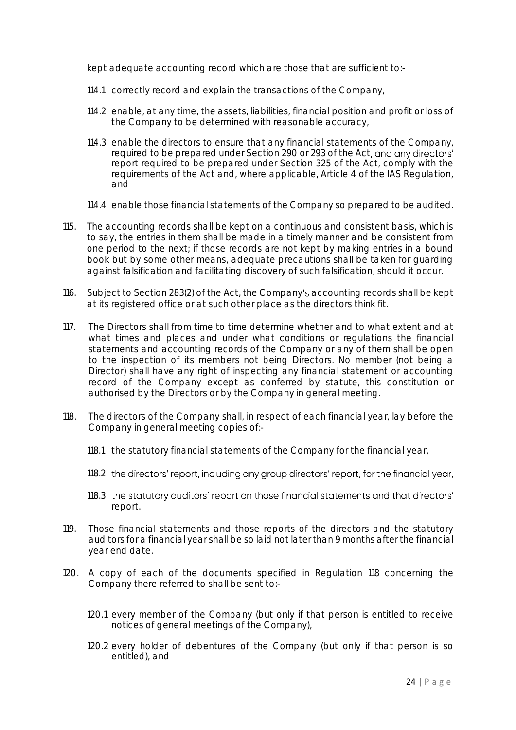kept adequate accounting record which are those that are sufficient to:-

114.1 correctly record and explain the transactions of the Company,

114.2 enable, at any time, the assets, liabilities, financial position and profit or loss of the Company to be determined with reasonable accuracy,

114.3 enable the directors to ensure that any financial statements of the Company, required to be prepared under Section 290 or 293 of the Act, and any directors' report required to be prepared under Section 325 of the Act, comply with the requirements of the Act and, where applicable, Article 4 of the IAS Regulation, and

114.4 enable those financial statements of the Company so prepared to be audited.

115. The accounting records shall be kept on a continuous and consistent basis, which is to say, the entries in them shall be made in a timely manner and be consistent from one period to the next; if those records are not kept by making entries in a bound book but by some other means, adequate precautions shall be taken for guarding against falsification and facilitating discovery of such falsification, should it occur.

116. Subject to Section 283(2) of the Act, the Company's accounting records shall be kept at its registered office or at such other place as the directors think fit.

117. The Directors shall from time to time determine whether and to what extent and at what times and places and under what conditions or regulations the financial statements and accounting records of the Company or any of them shall be open to the inspection of its members not being Directors. No member (not being a Director) shall have any right of inspecting any financial statement or accounting record of the Company except as conferred by statute, this constitution or authorised by the Directors or by the Company in general meeting.

118. The directors of the Company shall, in respect of each financial year, lay before the Company in general meeting copies of:-

118.1 the statutory financial statements of the Company for the financial year,

118.2 the directors' report, including any group directors' report, for the financial year,

118.3 the statutory auditors' report on those financial statements and that directors' report.

119. Those financial statements and those reports of the directors and the statutory auditors for a financial year shall be so laid not later than 9 months after the financial year end date.

120. A copy of each of the documents specified in Regulation 118 concerning the Company there referred to shall be sent to:-

120.1 every member of the Company (but only if that person is entitled to receive notices of general meetings of the Company),

120.2 every holder of debentures of the Company (but only if that person is so entitled), and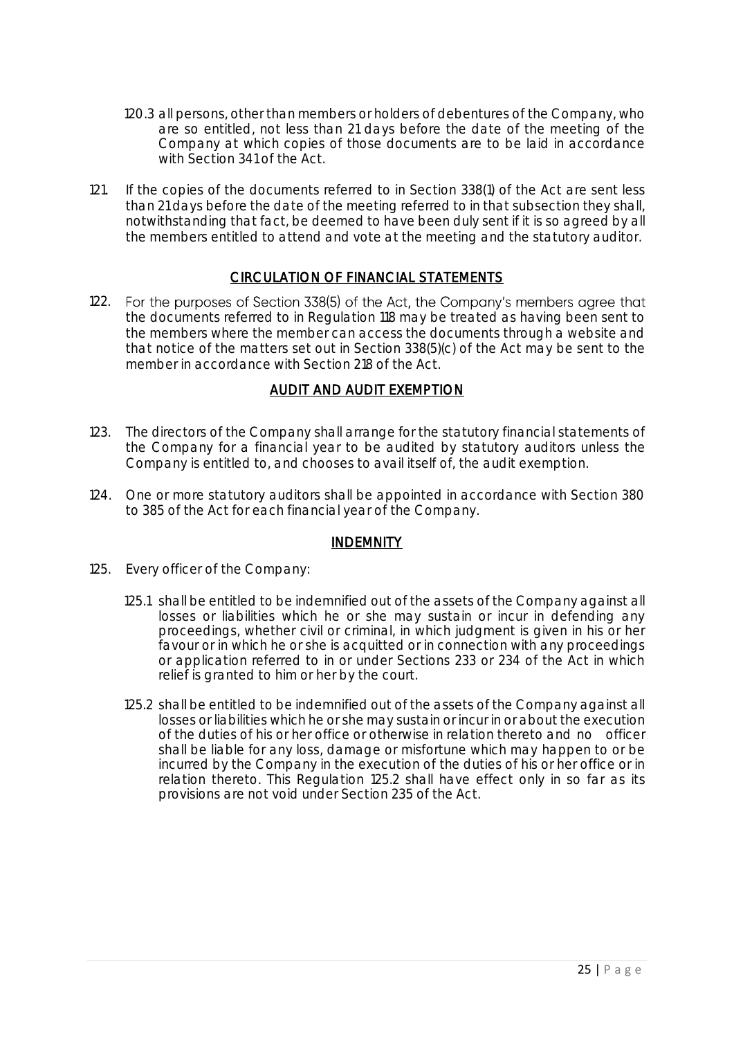120.3 all persons, other than members or holders of debentures of the Company, who are so entitled, not less than 21 days before the date of the meeting of the Company at which copies of those documents are to be laid in accordance with Section 341 of the Act.

121. If the copies of the documents referred to in Section 338(1) of the Act are sent less than 21 days before the date of the meeting referred to in that subsection they shall, notwithstanding that fact, be deemed to have been duly sent if it is so agreed by all the members entitled to attend and vote at the meeting and the statutory auditor.

## CIRCULATION OF FINANCIAL STATEMENTS

122. For the purposes of Section 338(5) of the Act, the Company's members agree that the documents referred to in Regulation 118 may be treated as having been sent to the members where the member can access the documents through a website and that notice of the matters set out in Section 338(5)(c) of the Act may be sent to the member in accordance with Section 218 of the Act.

## AUDIT AND AUDIT EXEMPTION

123. The directors of the Company shall arrange for the statutory financial statements of the Company for a financial year to be audited by statutory auditors unless the Company is entitled to, and chooses to avail itself of, the audit exemption.

124. One or more statutory auditors shall be appointed in accordance with Section 380 to 385 of the Act for each financial year of the Company.

## INDEMNITY

125. Every officer of the Company:

125.1 shall be entitled to be indemnified out of the assets of the Company against all losses or liabilities which he or she may sustain or incur in defending any proceedings, whether civil or criminal, in which judgment is given in his or her favour or in which he or she is acquitted or in connection with any proceedings or application referred to in or under Sections 233 or 234 of the Act in which relief is granted to him or her by the court.

125.2 shall be entitled to be indemnified out of the assets of the Company against all losses or liabilities which he or she may sustain or incur in or about the execution of the duties of his or her office or otherwise in relation thereto and no officer shall be liable for any loss, damage or misfortune which may happen to or be incurred by the Company in the execution of the duties of his or her office or in relation thereto. This Regulation 125.2 shall have effect only in so far as its provisions are not void under Section 235 of the Act.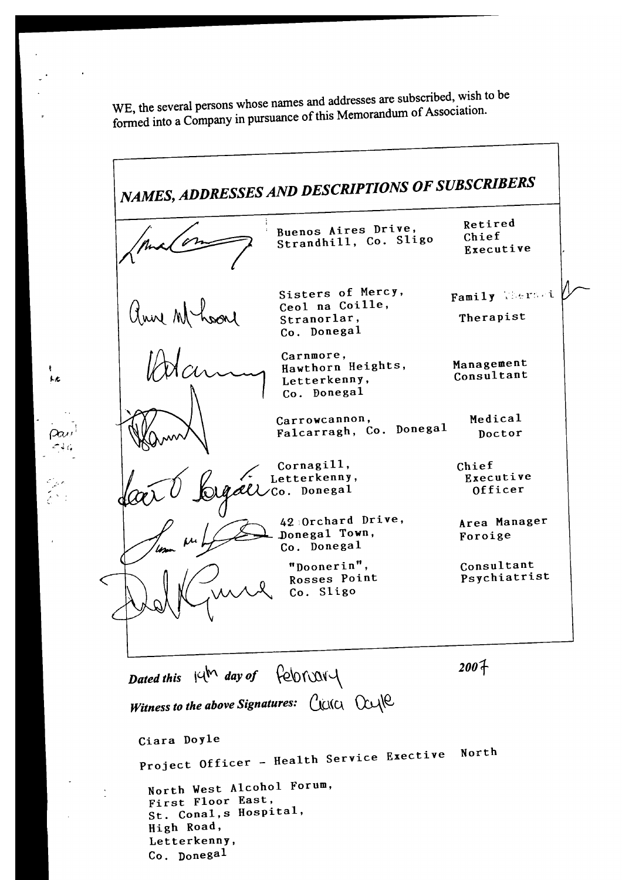WE, the several persons whose names and addresses are subscribed, wish to be formed into a Company in pursuance of this Memorandum of Association.

## *NAMES, ADDRESSES AND DESCRIPTIONS OF SUBSCRIBERS*

| | | |
|---|---|---|
| [signature] | Buenos Aires Drive, Strandhill, Co. Sligo | Retired Chief Executive |
| [signature] | Sisters of Mercy, Ceol na Coille, Stranorlar, Co. Donegal | Family Therapist |
| [signature] | Carnmore, Hawthorn Heights, Letterkenny, Co. Donegal | Management Consultant |
| [signature] | Carrowcannon, Falcarragh, Co. Donegal | Medical Doctor |
| [signature] | Cornagill, Letterkenny, Co. Donegal | Chief Executive Officer |
| [signature] | 42 Orchard Drive, Donegal Town, Co. Donegal | Area Manager Foroige |
| [signature] | "Doonerin", Rosses Point Co. Sligo | Consultant Psychiatrist |

*Dated this* 19th *day of* February 2007

*Witness to the above Signatures:* Ciara Doyle

Ciara Doyle

Project Officer - Health Service Exective North

North West Alcohol Forum,
First Floor East,
St. Conal,s Hospital,
High Road,
Letterkenny,
Co. Donegal